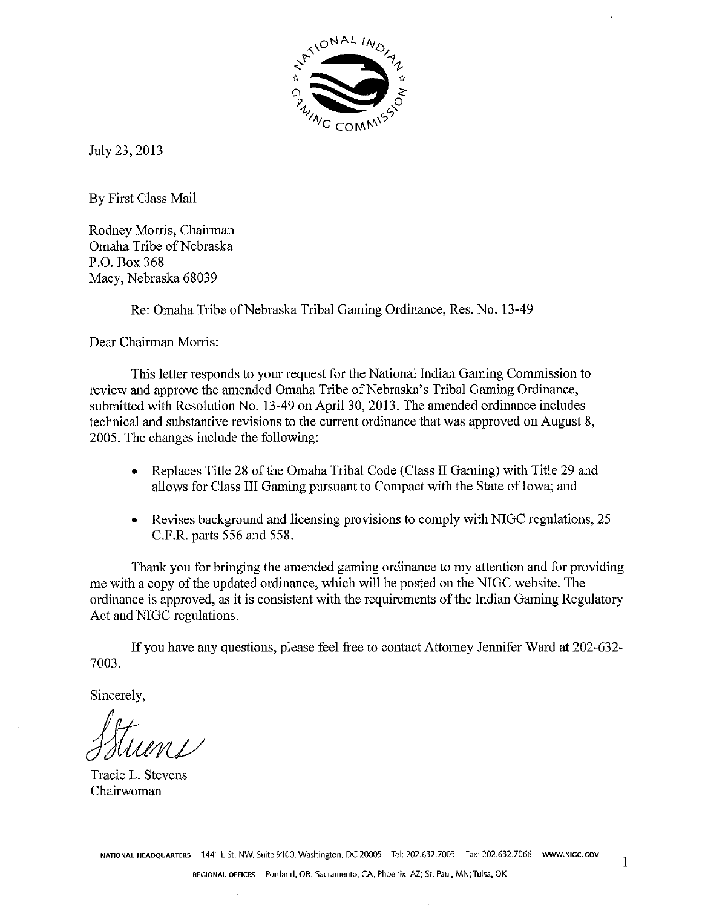July 23, 2013

By First Class Mail

Rodney Morris, Chairman
Omaha Tribe of Nebraska
P.O. Box 368
Macy, Nebraska 68039

Re: Omaha Tribe of Nebraska Tribal Gaming Ordinance, Res. No. 13-49

Dear Chairman Morris:

This letter responds to your request for the National Indian Gaming Commission to review and approve the amended Omaha Tribe of Nebraska's Tribal Gaming Ordinance, submitted with Resolution No. 13-49 on April 30, 2013. The amended ordinance includes technical and substantive revisions to the current ordinance that was approved on August 8, 2005. The changes include the following:

- Replaces Title 28 of the Omaha Tribal Code (Class II Gaming) with Title 29 and allows for Class III Gaming pursuant to Compact with the State of Iowa; and
- Revises background and licensing provisions to comply with NIGC regulations, 25 C.F.R. parts 556 and 558.

Thank you for bringing the amended gaming ordinance to my attention and for providing me with a copy of the updated ordinance, which will be posted on the NIGC website. The ordinance is approved, as it is consistent with the requirements of the Indian Gaming Regulatory Act and NIGC regulations.

If you have any questions, please feel free to contact Attorney Jennifer Ward at 202-632-7003.

Sincerely,

Tracie L. Stevens
Chairwoman

NATIONAL HEADQUARTERS 1441 L St. NW, Suite 9100, Washington, DC 20005 Tel: 202.632.7003 Fax: 202.632.7066 WWW.NIGC.GOV

REGIONAL OFFICES Portland, OR; Sacramento, CA; Phoenix, AZ; St. Paul, MN; Tulsa, OK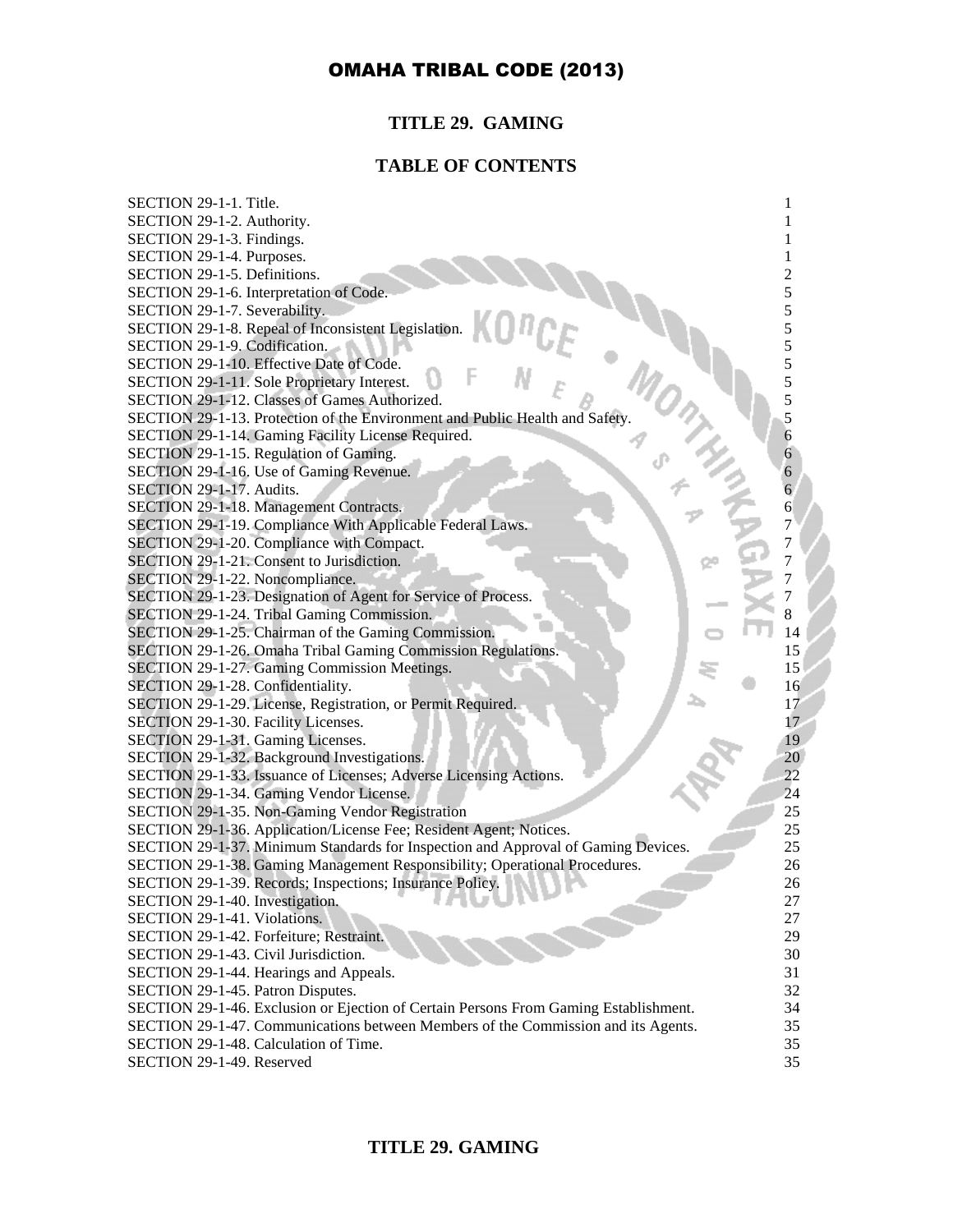# OMAHA TRIBAL CODE (2013)

## TITLE 29. GAMING

## TABLE OF CONTENTS

| | |
|---|---|
| SECTION 29-1-1. Title. | 1 |
| SECTION 29-1-2. Authority. | 1 |
| SECTION 29-1-3. Findings. | 1 |
| SECTION 29-1-4. Purposes. | 1 |
| SECTION 29-1-5. Definitions. | 2 |
| SECTION 29-1-6. Interpretation of Code. | 5 |
| SECTION 29-1-7. Severability. | 5 |
| SECTION 29-1-8. Repeal of Inconsistent Legislation. | 5 |
| SECTION 29-1-9. Codification. | 5 |
| SECTION 29-1-10. Effective Date of Code. | 5 |
| SECTION 29-1-11. Sole Proprietary Interest. | 5 |
| SECTION 29-1-12. Classes of Games Authorized. | 5 |
| SECTION 29-1-13. Protection of the Environment and Public Health and Safety. | 5 |
| SECTION 29-1-14. Gaming Facility License Required. | 6 |
| SECTION 29-1-15. Regulation of Gaming. | 6 |
| SECTION 29-1-16. Use of Gaming Revenue. | 6 |
| SECTION 29-1-17. Audits. | 6 |
| SECTION 29-1-18. Management Contracts. | 6 |
| SECTION 29-1-19. Compliance With Applicable Federal Laws. | 7 |
| SECTION 29-1-20. Compliance with Compact. | 7 |
| SECTION 29-1-21. Consent to Jurisdiction. | 7 |
| SECTION 29-1-22. Noncompliance. | 7 |
| SECTION 29-1-23. Designation of Agent for Service of Process. | 7 |
| SECTION 29-1-24. Tribal Gaming Commission. | 8 |
| SECTION 29-1-25. Chairman of the Gaming Commission. | 14 |
| SECTION 29-1-26. Omaha Tribal Gaming Commission Regulations. | 15 |
| SECTION 29-1-27. Gaming Commission Meetings. | 15 |
| SECTION 29-1-28. Confidentiality. | 16 |
| SECTION 29-1-29. License, Registration, or Permit Required. | 17 |
| SECTION 29-1-30. Facility Licenses. | 17 |
| SECTION 29-1-31. Gaming Licenses. | 19 |
| SECTION 29-1-32. Background Investigations. | 20 |
| SECTION 29-1-33. Issuance of Licenses; Adverse Licensing Actions. | 22 |
| SECTION 29-1-34. Gaming Vendor License. | 24 |
| SECTION 29-1-35. Non-Gaming Vendor Registration | 25 |
| SECTION 29-1-36. Application/License Fee; Resident Agent; Notices. | 25 |
| SECTION 29-1-37. Minimum Standards for Inspection and Approval of Gaming Devices. | 25 |
| SECTION 29-1-38. Gaming Management Responsibility; Operational Procedures. | 26 |
| SECTION 29-1-39. Records; Inspections; Insurance Policy. | 26 |
| SECTION 29-1-40. Investigation. | 27 |
| SECTION 29-1-41. Violations. | 27 |
| SECTION 29-1-42. Forfeiture; Restraint. | 29 |
| SECTION 29-1-43. Civil Jurisdiction. | 30 |
| SECTION 29-1-44. Hearings and Appeals. | 31 |
| SECTION 29-1-45. Patron Disputes. | 32 |
| SECTION 29-1-46. Exclusion or Ejection of Certain Persons From Gaming Establishment. | 34 |
| SECTION 29-1-47. Communications between Members of the Commission and its Agents. | 35 |
| SECTION 29-1-48. Calculation of Time. | 35 |
| SECTION 29-1-49. Reserved | 35 |

## TITLE 29. GAMING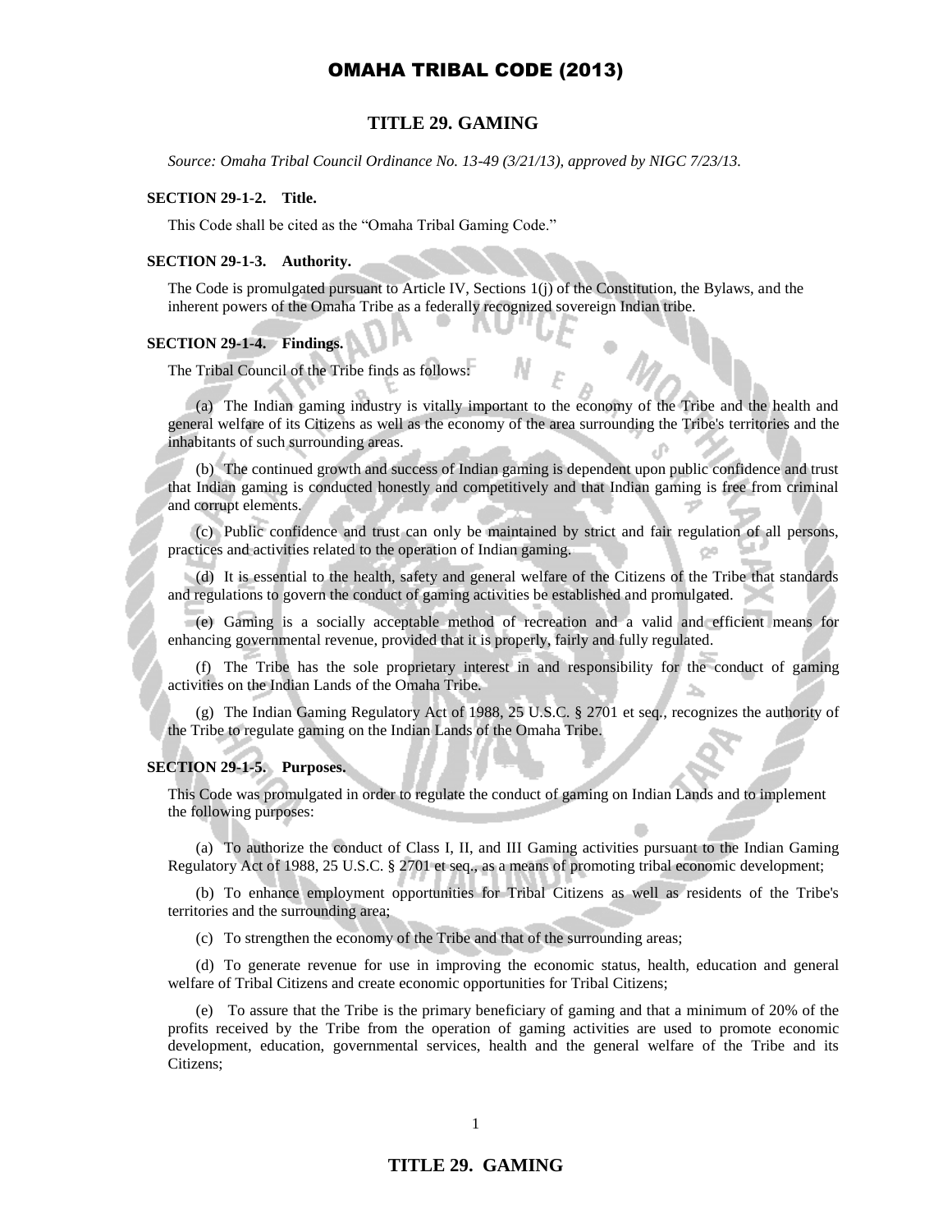## TITLE 29. GAMING

*Source: Omaha Tribal Council Ordinance No. 13-49 (3/21/13), approved by NIGC 7/23/13.*

### SECTION 29-1-2. Title.

This Code shall be cited as the "Omaha Tribal Gaming Code."

### SECTION 29-1-3. Authority.

The Code is promulgated pursuant to Article IV, Sections 1(j) of the Constitution, the Bylaws, and the inherent powers of the Omaha Tribe as a federally recognized sovereign Indian tribe.

### SECTION 29-1-4. Findings.

The Tribal Council of the Tribe finds as follows:

(a) The Indian gaming industry is vitally important to the economy of the Tribe and the health and general welfare of its Citizens as well as the economy of the area surrounding the Tribe's territories and the inhabitants of such surrounding areas.

(b) The continued growth and success of Indian gaming is dependent upon public confidence and trust that Indian gaming is conducted honestly and competitively and that Indian gaming is free from criminal and corrupt elements.

(c) Public confidence and trust can only be maintained by strict and fair regulation of all persons, practices and activities related to the operation of Indian gaming.

(d) It is essential to the health, safety and general welfare of the Citizens of the Tribe that standards and regulations to govern the conduct of gaming activities be established and promulgated.

(e) Gaming is a socially acceptable method of recreation and a valid and efficient means for enhancing governmental revenue, provided that it is properly, fairly and fully regulated.

(f) The Tribe has the sole proprietary interest in and responsibility for the conduct of gaming activities on the Indian Lands of the Omaha Tribe.

(g) The Indian Gaming Regulatory Act of 1988, 25 U.S.C. § 2701 et seq., recognizes the authority of the Tribe to regulate gaming on the Indian Lands of the Omaha Tribe.

### SECTION 29-1-5. Purposes.

This Code was promulgated in order to regulate the conduct of gaming on Indian Lands and to implement the following purposes:

(a) To authorize the conduct of Class I, II, and III Gaming activities pursuant to the Indian Gaming Regulatory Act of 1988, 25 U.S.C. § 2701 et seq., as a means of promoting tribal economic development;

(b) To enhance employment opportunities for Tribal Citizens as well as residents of the Tribe's territories and the surrounding area;

(c) To strengthen the economy of the Tribe and that of the surrounding areas;

(d) To generate revenue for use in improving the economic status, health, education and general welfare of Tribal Citizens and create economic opportunities for Tribal Citizens;

(e) To assure that the Tribe is the primary beneficiary of gaming and that a minimum of 20% of the profits received by the Tribe from the operation of gaming activities are used to promote economic development, education, governmental services, health and the general welfare of the Tribe and its Citizens;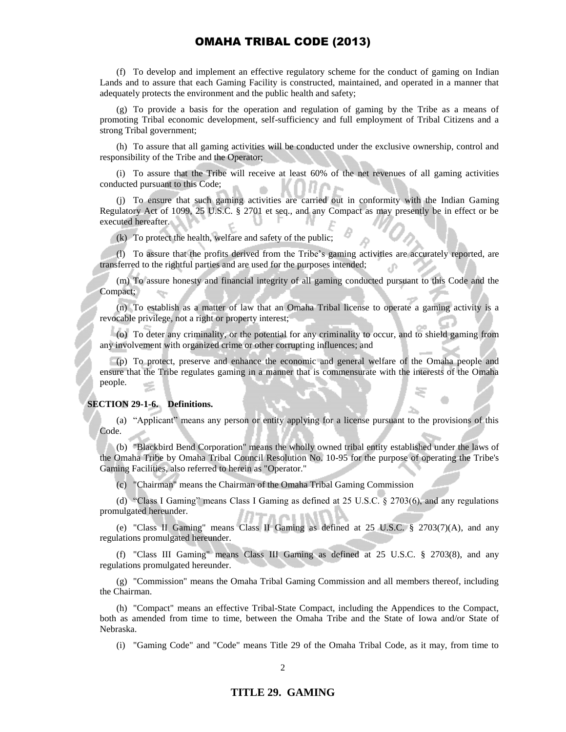(f) To develop and implement an effective regulatory scheme for the conduct of gaming on Indian Lands and to assure that each Gaming Facility is constructed, maintained, and operated in a manner that adequately protects the environment and the public health and safety;

(g) To provide a basis for the operation and regulation of gaming by the Tribe as a means of promoting Tribal economic development, self-sufficiency and full employment of Tribal Citizens and a strong Tribal government;

(h) To assure that all gaming activities will be conducted under the exclusive ownership, control and responsibility of the Tribe and the Operator;

(i) To assure that the Tribe will receive at least 60% of the net revenues of all gaming activities conducted pursuant to this Code;

(j) To ensure that such gaming activities are carried out in conformity with the Indian Gaming Regulatory Act of 1099, 25 U.S.C. § 2701 et seq., and any Compact as may presently be in effect or be executed hereafter.

(k) To protect the health, welfare and safety of the public;

(l) To assure that the profits derived from the Tribe's gaming activities are accurately reported, are transferred to the rightful parties and are used for the purposes intended;

(m) To assure honesty and financial integrity of all gaming conducted pursuant to this Code and the Compact;

(n) To establish as a matter of law that an Omaha Tribal license to operate a gaming activity is a revocable privilege, not a right or property interest;

(o) To deter any criminality, or the potential for any criminality to occur, and to shield gaming from any involvement with organized crime or other corrupting influences; and

(p) To protect, preserve and enhance the economic and general welfare of the Omaha people and ensure that the Tribe regulates gaming in a manner that is commensurate with the interests of the Omaha people.

**SECTION 29-1-6. Definitions.**

(a) "Applicant" means any person or entity applying for a license pursuant to the provisions of this Code.

(b) "Blackbird Bend Corporation" means the wholly owned tribal entity established under the laws of the Omaha Tribe by Omaha Tribal Council Resolution No. 10-95 for the purpose of operating the Tribe's Gaming Facilities, also referred to herein as "Operator."

(c) "Chairman" means the Chairman of the Omaha Tribal Gaming Commission

(d) "Class I Gaming" means Class I Gaming as defined at 25 U.S.C. § 2703(6), and any regulations promulgated hereunder.

(e) "Class II Gaming" means Class II Gaming as defined at 25 U.S.C. § 2703(7)(A), and any regulations promulgated hereunder.

(f) "Class III Gaming" means Class III Gaming as defined at 25 U.S.C. § 2703(8), and any regulations promulgated hereunder.

(g) "Commission" means the Omaha Tribal Gaming Commission and all members thereof, including the Chairman.

(h) "Compact" means an effective Tribal-State Compact, including the Appendices to the Compact, both as amended from time to time, between the Omaha Tribe and the State of Iowa and/or State of Nebraska.

(i) "Gaming Code" and "Code" means Title 29 of the Omaha Tribal Code, as it may, from time to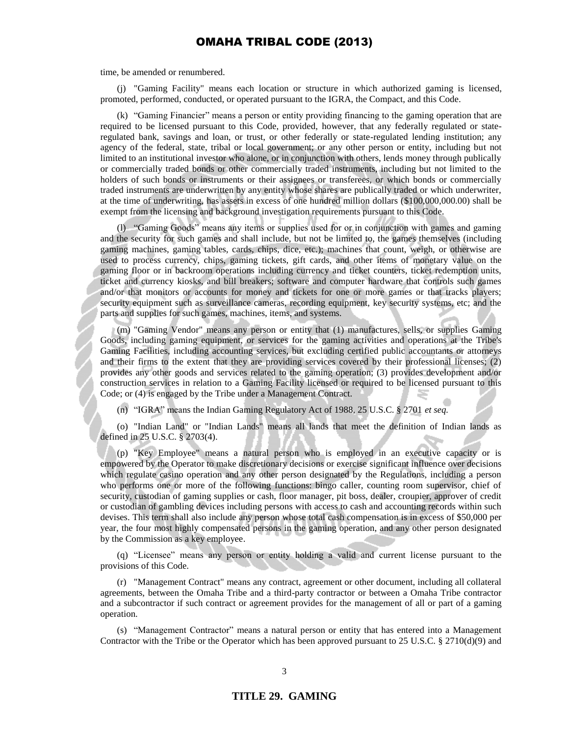time, be amended or renumbered.

(j) "Gaming Facility" means each location or structure in which authorized gaming is licensed, promoted, performed, conducted, or operated pursuant to the IGRA, the Compact, and this Code.

(k) "Gaming Financier" means a person or entity providing financing to the gaming operation that are required to be licensed pursuant to this Code, provided, however, that any federally regulated or state-regulated bank, savings and loan, or trust, or other federally or state-regulated lending institution; any agency of the federal, state, tribal or local government; or any other person or entity, including but not limited to an institutional investor who alone, or in conjunction with others, lends money through publically or commercially traded bonds or other commercially traded instruments, including but not limited to the holders of such bonds or instruments or their assignees or transferees, or which bonds or commercially traded instruments are underwritten by any entity whose shares are publically traded or which underwriter, at the time of underwriting, has assets in excess of one hundred million dollars ($100,000,000.00) shall be exempt from the licensing and background investigation requirements pursuant to this Code.

(l) "Gaming Goods" means any items or supplies used for or in conjunction with games and gaming and the security for such games and shall include, but not be limited to, the games themselves (including gaming machines, gaming tables, cards, chips, dice, etc.); machines that count, weigh, or otherwise are used to process currency, chips, gaming tickets, gift cards, and other items of monetary value on the gaming floor or in backroom operations including currency and ticket counters, ticket redemption units, ticket and currency kiosks, and bill breakers; software and computer hardware that controls such games and/or that monitors or accounts for money and tickets for one or more games or that tracks players; security equipment such as surveillance cameras, recording equipment, key security systems, etc; and the parts and supplies for such games, machines, items, and systems.

(m) "Gaming Vendor" means any person or entity that (1) manufactures, sells, or supplies Gaming Goods, including gaming equipment, or services for the gaming activities and operations at the Tribe's Gaming Facilities, including accounting services, but excluding certified public accountants or attorneys and their firms to the extent that they are providing services covered by their professional licenses; (2) provides any other goods and services related to the gaming operation; (3) provides development and/or construction services in relation to a Gaming Facility licensed or required to be licensed pursuant to this Code; or (4) is engaged by the Tribe under a Management Contract.

(n) "IGRA" means the Indian Gaming Regulatory Act of 1988, 25 U.S.C. § 2701 *et seq.*

(o) "Indian Land" or "Indian Lands" means all lands that meet the definition of Indian lands as defined in 25 U.S.C. § 2703(4).

(p) "Key Employee" means a natural person who is employed in an executive capacity or is empowered by the Operator to make discretionary decisions or exercise significant influence over decisions which regulate casino operation and any other person designated by the Regulations, including a person who performs one or more of the following functions: bingo caller, counting room supervisor, chief of security, custodian of gaming supplies or cash, floor manager, pit boss, dealer, croupier, approver of credit or custodian of gambling devices including persons with access to cash and accounting records within such devises. This term shall also include any person whose total cash compensation is in excess of $50,000 per year, the four most highly compensated persons in the gaming operation, and any other person designated by the Commission as a key employee.

(q) "Licensee" means any person or entity holding a valid and current license pursuant to the provisions of this Code.

(r) "Management Contract" means any contract, agreement or other document, including all collateral agreements, between the Omaha Tribe and a third-party contractor or between a Omaha Tribe contractor and a subcontractor if such contract or agreement provides for the management of all or part of a gaming operation.

(s) "Management Contractor" means a natural person or entity that has entered into a Management Contractor with the Tribe or the Operator which has been approved pursuant to 25 U.S.C. § 2710(d)(9) and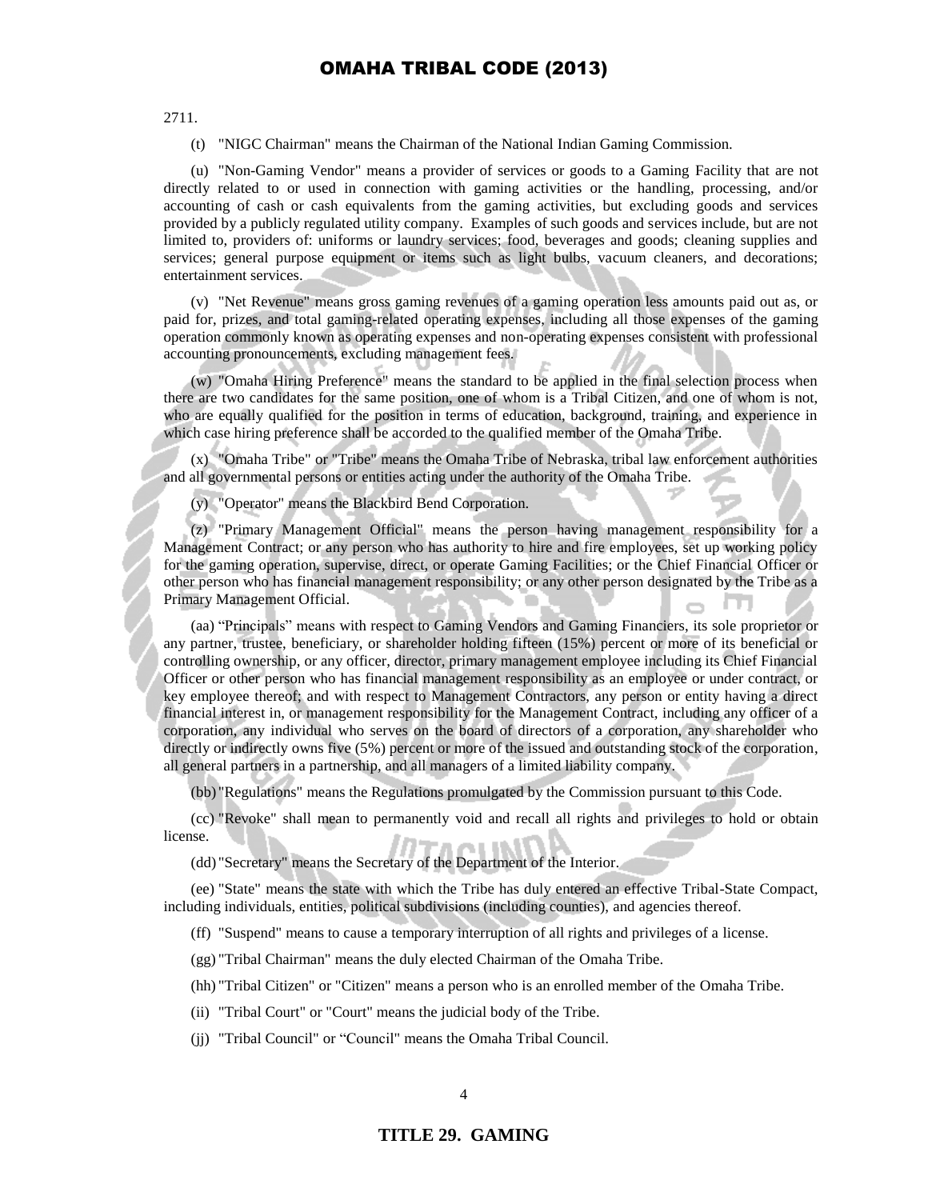2711.

(t) "NIGC Chairman" means the Chairman of the National Indian Gaming Commission.

(u) "Non-Gaming Vendor" means a provider of services or goods to a Gaming Facility that are not directly related to or used in connection with gaming activities or the handling, processing, and/or accounting of cash or cash equivalents from the gaming activities, but excluding goods and services provided by a publicly regulated utility company. Examples of such goods and services include, but are not limited to, providers of: uniforms or laundry services; food, beverages and goods; cleaning supplies and services; general purpose equipment or items such as light bulbs, vacuum cleaners, and decorations; entertainment services.

(v) "Net Revenue" means gross gaming revenues of a gaming operation less amounts paid out as, or paid for, prizes, and total gaming-related operating expenses, including all those expenses of the gaming operation commonly known as operating expenses and non-operating expenses consistent with professional accounting pronouncements, excluding management fees.

(w) "Omaha Hiring Preference" means the standard to be applied in the final selection process when there are two candidates for the same position, one of whom is a Tribal Citizen, and one of whom is not, who are equally qualified for the position in terms of education, background, training, and experience in which case hiring preference shall be accorded to the qualified member of the Omaha Tribe.

(x) "Omaha Tribe" or "Tribe" means the Omaha Tribe of Nebraska, tribal law enforcement authorities and all governmental persons or entities acting under the authority of the Omaha Tribe.

(y) "Operator" means the Blackbird Bend Corporation.

(z) "Primary Management Official" means the person having management responsibility for a Management Contract; or any person who has authority to hire and fire employees, set up working policy for the gaming operation, supervise, direct, or operate Gaming Facilities; or the Chief Financial Officer or other person who has financial management responsibility; or any other person designated by the Tribe as a Primary Management Official.

(aa) "Principals" means with respect to Gaming Vendors and Gaming Financiers, its sole proprietor or any partner, trustee, beneficiary, or shareholder holding fifteen (15%) percent or more of its beneficial or controlling ownership, or any officer, director, primary management employee including its Chief Financial Officer or other person who has financial management responsibility as an employee or under contract, or key employee thereof; and with respect to Management Contractors, any person or entity having a direct financial interest in, or management responsibility for the Management Contract, including any officer of a corporation, any individual who serves on the board of directors of a corporation, any shareholder who directly or indirectly owns five (5%) percent or more of the issued and outstanding stock of the corporation, all general partners in a partnership, and all managers of a limited liability company.

(bb) "Regulations" means the Regulations promulgated by the Commission pursuant to this Code.

(cc) "Revoke" shall mean to permanently void and recall all rights and privileges to hold or obtain license.

(dd) "Secretary" means the Secretary of the Department of the Interior.

(ee) "State" means the state with which the Tribe has duly entered an effective Tribal-State Compact, including individuals, entities, political subdivisions (including counties), and agencies thereof.

(ff) "Suspend" means to cause a temporary interruption of all rights and privileges of a license.

(gg) "Tribal Chairman" means the duly elected Chairman of the Omaha Tribe.

(hh) "Tribal Citizen" or "Citizen" means a person who is an enrolled member of the Omaha Tribe.

(ii) "Tribal Court" or "Court" means the judicial body of the Tribe.

(jj) "Tribal Council" or "Council" means the Omaha Tribal Council.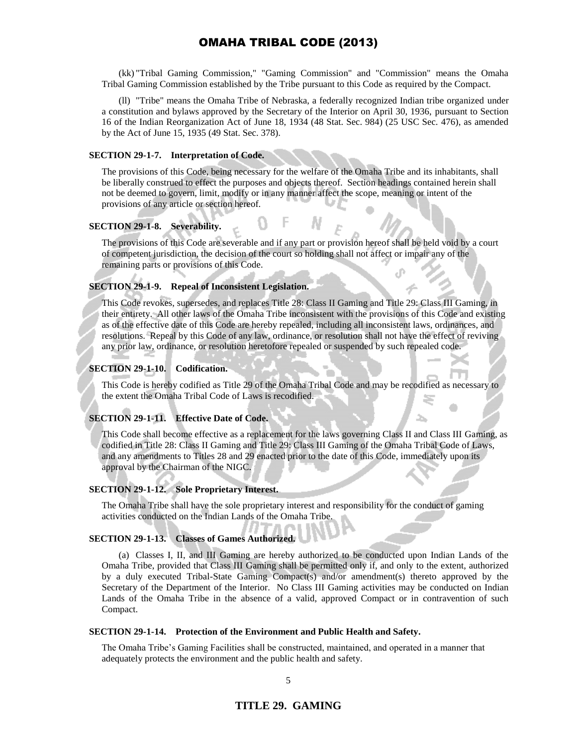(kk) "Tribal Gaming Commission," "Gaming Commission" and "Commission" means the Omaha Tribal Gaming Commission established by the Tribe pursuant to this Code as required by the Compact.

(ll) "Tribe" means the Omaha Tribe of Nebraska, a federally recognized Indian tribe organized under a constitution and bylaws approved by the Secretary of the Interior on April 30, 1936, pursuant to Section 16 of the Indian Reorganization Act of June 18, 1934 (48 Stat. Sec. 984) (25 USC Sec. 476), as amended by the Act of June 15, 1935 (49 Stat. Sec. 378).

**SECTION 29-1-7. Interpretation of Code.**

The provisions of this Code, being necessary for the welfare of the Omaha Tribe and its inhabitants, shall be liberally construed to effect the purposes and objects thereof. Section headings contained herein shall not be deemed to govern, limit, modify or in any manner affect the scope, meaning or intent of the provisions of any article or section hereof.

**SECTION 29-1-8. Severability.**

The provisions of this Code are severable and if any part or provision hereof shall be held void by a court of competent jurisdiction, the decision of the court so holding shall not affect or impair any of the remaining parts or provisions of this Code.

**SECTION 29-1-9. Repeal of Inconsistent Legislation.**

This Code revokes, supersedes, and replaces Title 28: Class II Gaming and Title 29: Class III Gaming, in their entirety. All other laws of the Omaha Tribe inconsistent with the provisions of this Code and existing as of the effective date of this Code are hereby repealed, including all inconsistent laws, ordinances, and resolutions. Repeal by this Code of any law, ordinance, or resolution shall not have the effect of reviving any prior law, ordinance, or resolution heretofore repealed or suspended by such repealed code.

**SECTION 29-1-10. Codification.**

This Code is hereby codified as Title 29 of the Omaha Tribal Code and may be recodified as necessary to the extent the Omaha Tribal Code of Laws is recodified.

**SECTION 29-1-11. Effective Date of Code.**

This Code shall become effective as a replacement for the laws governing Class II and Class III Gaming, as codified in Title 28: Class II Gaming and Title 29: Class III Gaming of the Omaha Tribal Code of Laws, and any amendments to Titles 28 and 29 enacted prior to the date of this Code, immediately upon its approval by the Chairman of the NIGC.

**SECTION 29-1-12. Sole Proprietary Interest.**

The Omaha Tribe shall have the sole proprietary interest and responsibility for the conduct of gaming activities conducted on the Indian Lands of the Omaha Tribe.

**SECTION 29-1-13. Classes of Games Authorized.**

(a) Classes I, II, and III Gaming are hereby authorized to be conducted upon Indian Lands of the Omaha Tribe, provided that Class III Gaming shall be permitted only if, and only to the extent, authorized by a duly executed Tribal-State Gaming Compact(s) and/or amendment(s) thereto approved by the Secretary of the Department of the Interior. No Class III Gaming activities may be conducted on Indian Lands of the Omaha Tribe in the absence of a valid, approved Compact or in contravention of such Compact.

**SECTION 29-1-14. Protection of the Environment and Public Health and Safety.**

The Omaha Tribe's Gaming Facilities shall be constructed, maintained, and operated in a manner that adequately protects the environment and the public health and safety.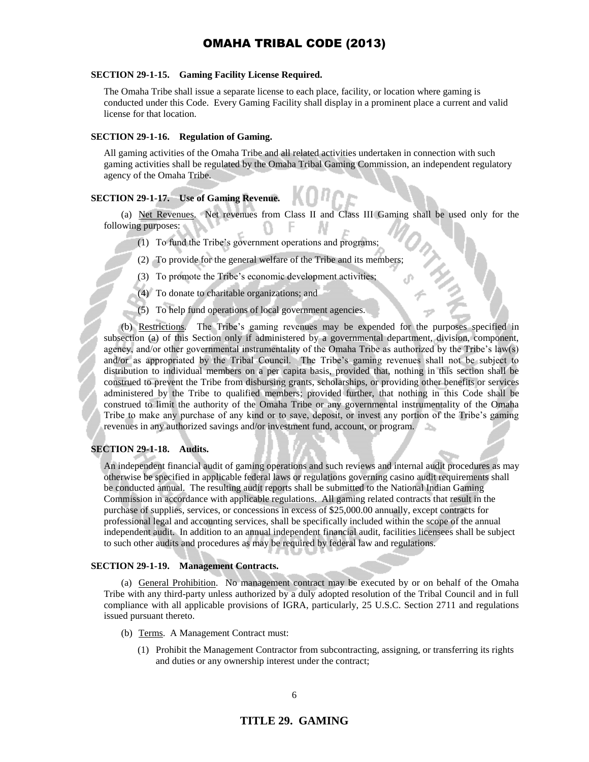### SECTION 29-1-15. Gaming Facility License Required.

The Omaha Tribe shall issue a separate license to each place, facility, or location where gaming is conducted under this Code. Every Gaming Facility shall display in a prominent place a current and valid license for that location.

### SECTION 29-1-16. Regulation of Gaming.

All gaming activities of the Omaha Tribe and all related activities undertaken in connection with such gaming activities shall be regulated by the Omaha Tribal Gaming Commission, an independent regulatory agency of the Omaha Tribe.

### SECTION 29-1-17. Use of Gaming Revenue.

(a) Net Revenues. Net revenues from Class II and Class III Gaming shall be used only for the following purposes:

(1) To fund the Tribe's government operations and programs;

(2) To provide for the general welfare of the Tribe and its members;

(3) To promote the Tribe's economic development activities;

(4) To donate to charitable organizations; and

(5) To help fund operations of local government agencies.

(b) Restrictions. The Tribe's gaming revenues may be expended for the purposes specified in subsection (a) of this Section only if administered by a governmental department, division, component, agency, and/or other governmental instrumentality of the Omaha Tribe as authorized by the Tribe's law(s) and/or as appropriated by the Tribal Council. The Tribe's gaming revenues shall not be subject to distribution to individual members on a per capita basis, provided that, nothing in this section shall be construed to prevent the Tribe from disbursing grants, scholarships, or providing other benefits or services administered by the Tribe to qualified members; provided further, that nothing in this Code shall be construed to limit the authority of the Omaha Tribe or any governmental instrumentality of the Omaha Tribe to make any purchase of any kind or to save, deposit, or invest any portion of the Tribe's gaming revenues in any authorized savings and/or investment fund, account, or program.

### SECTION 29-1-18. Audits.

An independent financial audit of gaming operations and such reviews and internal audit procedures as may otherwise be specified in applicable federal laws or regulations governing casino audit requirements shall be conducted annual. The resulting audit reports shall be submitted to the National Indian Gaming Commission in accordance with applicable regulations. All gaming related contracts that result in the purchase of supplies, services, or concessions in excess of $25,000.00 annually, except contracts for professional legal and accounting services, shall be specifically included within the scope of the annual independent audit. In addition to an annual independent financial audit, facilities licensees shall be subject to such other audits and procedures as may be required by federal law and regulations.

### SECTION 29-1-19. Management Contracts.

(a) General Prohibition. No management contract may be executed by or on behalf of the Omaha Tribe with any third-party unless authorized by a duly adopted resolution of the Tribal Council and in full compliance with all applicable provisions of IGRA, particularly, 25 U.S.C. Section 2711 and regulations issued pursuant thereto.

(b) Terms. A Management Contract must:

(1) Prohibit the Management Contractor from subcontracting, assigning, or transferring its rights and duties or any ownership interest under the contract;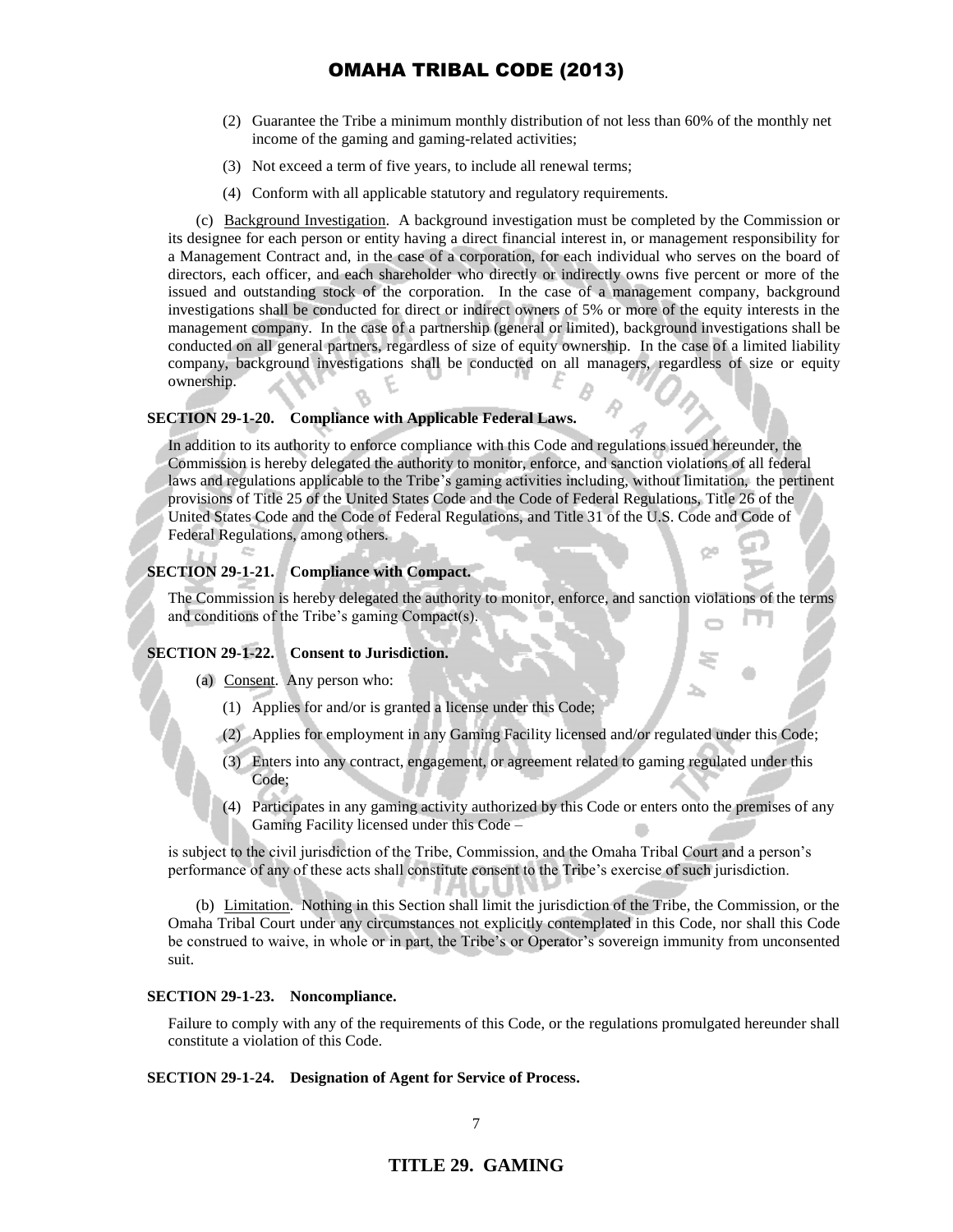(2) Guarantee the Tribe a minimum monthly distribution of not less than 60% of the monthly net income of the gaming and gaming-related activities;

(3) Not exceed a term of five years, to include all renewal terms;

(4) Conform with all applicable statutory and regulatory requirements.

(c) Background Investigation. A background investigation must be completed by the Commission or its designee for each person or entity having a direct financial interest in, or management responsibility for a Management Contract and, in the case of a corporation, for each individual who serves on the board of directors, each officer, and each shareholder who directly or indirectly owns five percent or more of the issued and outstanding stock of the corporation. In the case of a management company, background investigations shall be conducted for direct or indirect owners of 5% or more of the equity interests in the management company. In the case of a partnership (general or limited), background investigations shall be conducted on all general partners, regardless of size of equity ownership. In the case of a limited liability company, background investigations shall be conducted on all managers, regardless of size or equity ownership.

**SECTION 29-1-20. Compliance with Applicable Federal Laws.**

In addition to its authority to enforce compliance with this Code and regulations issued hereunder, the Commission is hereby delegated the authority to monitor, enforce, and sanction violations of all federal laws and regulations applicable to the Tribe's gaming activities including, without limitation, the pertinent provisions of Title 25 of the United States Code and the Code of Federal Regulations, Title 26 of the United States Code and the Code of Federal Regulations, and Title 31 of the U.S. Code and Code of Federal Regulations, among others.

**SECTION 29-1-21. Compliance with Compact.**

The Commission is hereby delegated the authority to monitor, enforce, and sanction violations of the terms and conditions of the Tribe's gaming Compact(s).

**SECTION 29-1-22. Consent to Jurisdiction.**

(a) Consent. Any person who:

(1) Applies for and/or is granted a license under this Code;

(2) Applies for employment in any Gaming Facility licensed and/or regulated under this Code;

(3) Enters into any contract, engagement, or agreement related to gaming regulated under this Code;

(4) Participates in any gaming activity authorized by this Code or enters onto the premises of any Gaming Facility licensed under this Code –

is subject to the civil jurisdiction of the Tribe, Commission, and the Omaha Tribal Court and a person's performance of any of these acts shall constitute consent to the Tribe's exercise of such jurisdiction.

(b) Limitation. Nothing in this Section shall limit the jurisdiction of the Tribe, the Commission, or the Omaha Tribal Court under any circumstances not explicitly contemplated in this Code, nor shall this Code be construed to waive, in whole or in part, the Tribe's or Operator's sovereign immunity from unconsented suit.

**SECTION 29-1-23. Noncompliance.**

Failure to comply with any of the requirements of this Code, or the regulations promulgated hereunder shall constitute a violation of this Code.

**SECTION 29-1-24. Designation of Agent for Service of Process.**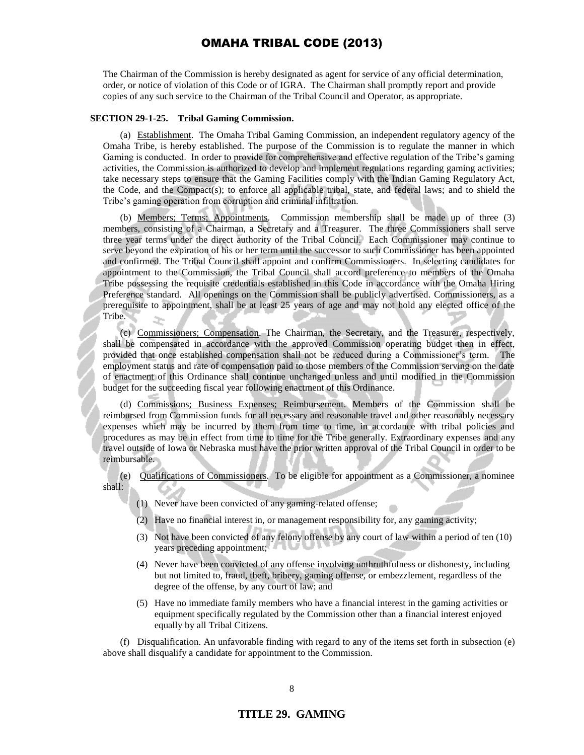The Chairman of the Commission is hereby designated as agent for service of any official determination, order, or notice of violation of this Code or of IGRA. The Chairman shall promptly report and provide copies of any such service to the Chairman of the Tribal Council and Operator, as appropriate.

**SECTION 29-1-25. Tribal Gaming Commission.**

(a) Establishment. The Omaha Tribal Gaming Commission, an independent regulatory agency of the Omaha Tribe, is hereby established. The purpose of the Commission is to regulate the manner in which Gaming is conducted. In order to provide for comprehensive and effective regulation of the Tribe's gaming activities, the Commission is authorized to develop and implement regulations regarding gaming activities; take necessary steps to ensure that the Gaming Facilities comply with the Indian Gaming Regulatory Act, the Code, and the Compact(s); to enforce all applicable tribal, state, and federal laws; and to shield the Tribe's gaming operation from corruption and criminal infiltration.

(b) Members; Terms; Appointments. Commission membership shall be made up of three (3) members, consisting of a Chairman, a Secretary and a Treasurer. The three Commissioners shall serve three year terms under the direct authority of the Tribal Council. Each Commissioner may continue to serve beyond the expiration of his or her term until the successor to such Commissioner has been appointed and confirmed. The Tribal Council shall appoint and confirm Commissioners. In selecting candidates for appointment to the Commission, the Tribal Council shall accord preference to members of the Omaha Tribe possessing the requisite credentials established in this Code in accordance with the Omaha Hiring Preference standard. All openings on the Commission shall be publicly advertised. Commissioners, as a prerequisite to appointment, shall be at least 25 years of age and may not hold any elected office of the Tribe.

(c) Commissioners; Compensation. The Chairman, the Secretary, and the Treasurer, respectively, shall be compensated in accordance with the approved Commission operating budget then in effect, provided that once established compensation shall not be reduced during a Commissioner's term. The employment status and rate of compensation paid to those members of the Commission serving on the date of enactment of this Ordinance shall continue unchanged unless and until modified in the Commission budget for the succeeding fiscal year following enactment of this Ordinance.

(d) Commissions; Business Expenses; Reimbursement. Members of the Commission shall be reimbursed from Commission funds for all necessary and reasonable travel and other reasonably necessary expenses which may be incurred by them from time to time, in accordance with tribal policies and procedures as may be in effect from time to time for the Tribe generally. Extraordinary expenses and any travel outside of Iowa or Nebraska must have the prior written approval of the Tribal Council in order to be reimbursable.

(e) Qualifications of Commissioners. To be eligible for appointment as a Commissioner, a nominee shall:

(1) Never have been convicted of any gaming-related offense;

(2) Have no financial interest in, or management responsibility for, any gaming activity;

(3) Not have been convicted of any felony offense by any court of law within a period of ten (10) years preceding appointment;

(4) Never have been convicted of any offense involving unthruthfulness or dishonesty, including but not limited to, fraud, theft, bribery, gaming offense, or embezzlement, regardless of the degree of the offense, by any court of law; and

(5) Have no immediate family members who have a financial interest in the gaming activities or equipment specifically regulated by the Commission other than a financial interest enjoyed equally by all Tribal Citizens.

(f) Disqualification. An unfavorable finding with regard to any of the items set forth in subsection (e) above shall disqualify a candidate for appointment to the Commission.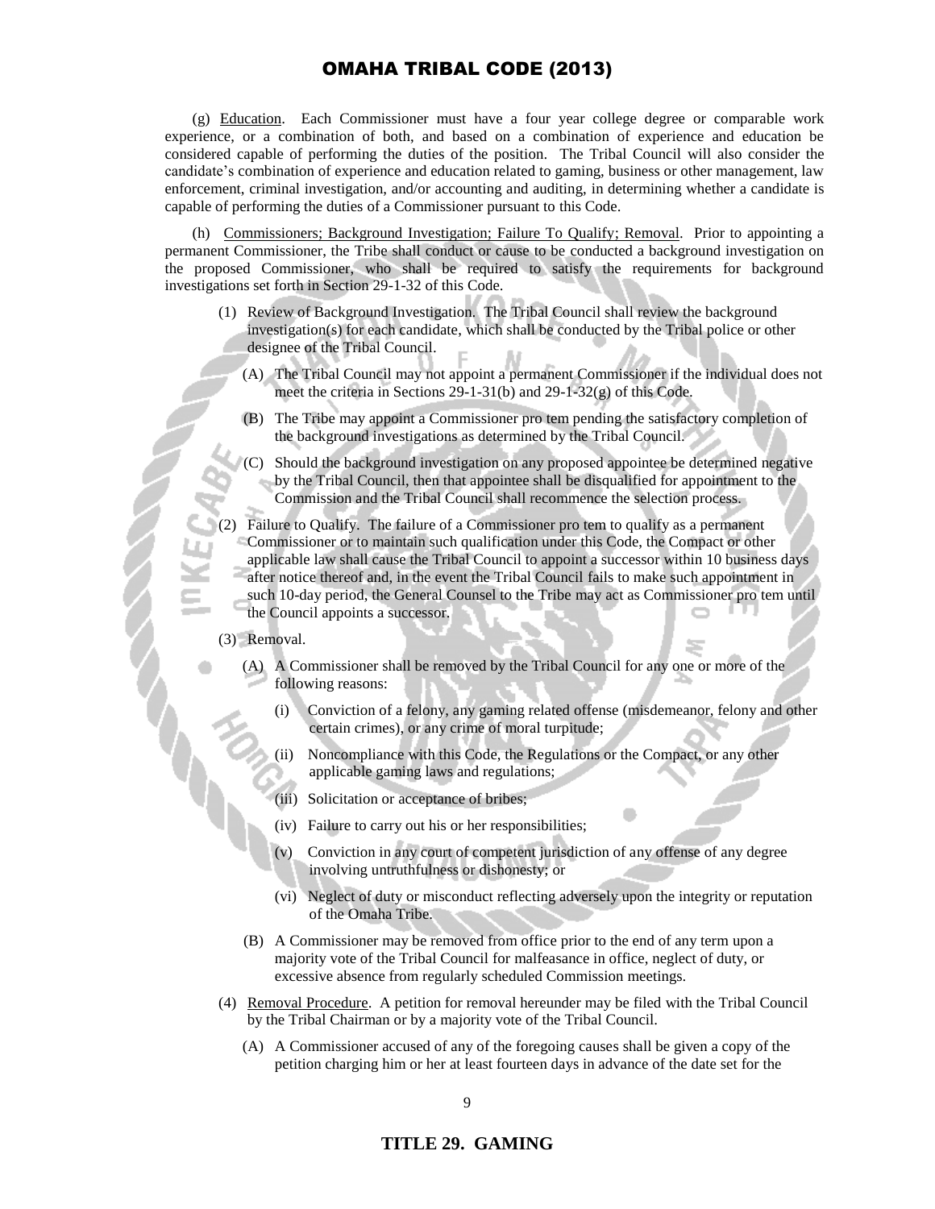(g) Education. Each Commissioner must have a four year college degree or comparable work experience, or a combination of both, and based on a combination of experience and education be considered capable of performing the duties of the position. The Tribal Council will also consider the candidate's combination of experience and education related to gaming, business or other management, law enforcement, criminal investigation, and/or accounting and auditing, in determining whether a candidate is capable of performing the duties of a Commissioner pursuant to this Code.

(h) Commissioners; Background Investigation; Failure To Qualify; Removal. Prior to appointing a permanent Commissioner, the Tribe shall conduct or cause to be conducted a background investigation on the proposed Commissioner, who shall be required to satisfy the requirements for background investigations set forth in Section 29-1-32 of this Code.

(1) Review of Background Investigation. The Tribal Council shall review the background investigation(s) for each candidate, which shall be conducted by the Tribal police or other designee of the Tribal Council.

(A) The Tribal Council may not appoint a permanent Commissioner if the individual does not meet the criteria in Sections 29-1-31(b) and 29-1-32(g) of this Code.

(B) The Tribe may appoint a Commissioner pro tem pending the satisfactory completion of the background investigations as determined by the Tribal Council.

(C) Should the background investigation on any proposed appointee be determined negative by the Tribal Council, then that appointee shall be disqualified for appointment to the Commission and the Tribal Council shall recommence the selection process.

(2) Failure to Qualify. The failure of a Commissioner pro tem to qualify as a permanent Commissioner or to maintain such qualification under this Code, the Compact or other applicable law shall cause the Tribal Council to appoint a successor within 10 business days after notice thereof and, in the event the Tribal Council fails to make such appointment in such 10-day period, the General Counsel to the Tribe may act as Commissioner pro tem until the Council appoints a successor.

(3) Removal.

(A) A Commissioner shall be removed by the Tribal Council for any one or more of the following reasons:

(i) Conviction of a felony, any gaming related offense (misdemeanor, felony and other certain crimes), or any crime of moral turpitude;

(ii) Noncompliance with this Code, the Regulations or the Compact, or any other applicable gaming laws and regulations;

(iii) Solicitation or acceptance of bribes;

(iv) Failure to carry out his or her responsibilities;

(v) Conviction in any court of competent jurisdiction of any offense of any degree involving untruthfulness or dishonesty; or

(vi) Neglect of duty or misconduct reflecting adversely upon the integrity or reputation of the Omaha Tribe.

(B) A Commissioner may be removed from office prior to the end of any term upon a majority vote of the Tribal Council for malfeasance in office, neglect of duty, or excessive absence from regularly scheduled Commission meetings.

(4) Removal Procedure. A petition for removal hereunder may be filed with the Tribal Council by the Tribal Chairman or by a majority vote of the Tribal Council.

(A) A Commissioner accused of any of the foregoing causes shall be given a copy of the petition charging him or her at least fourteen days in advance of the date set for the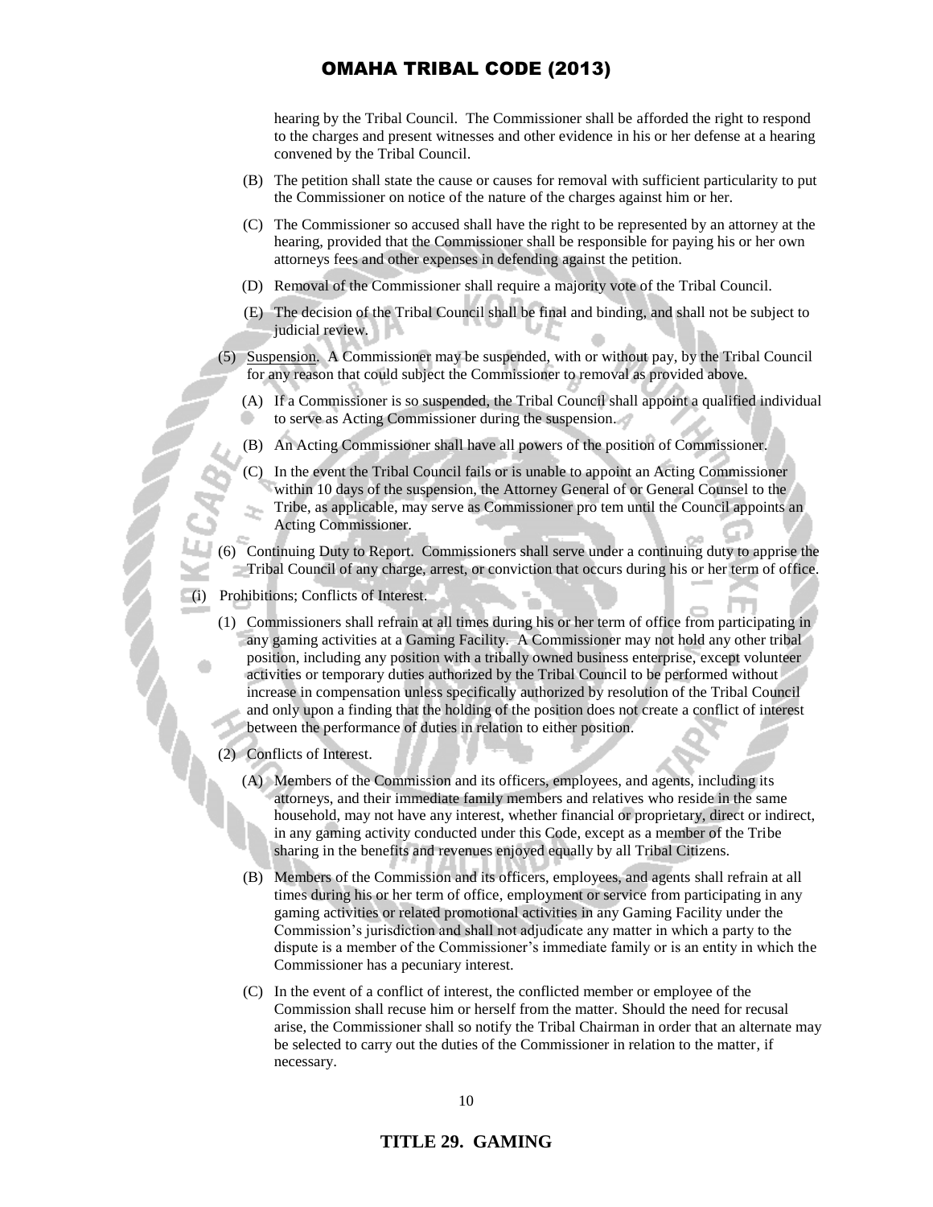hearing by the Tribal Council. The Commissioner shall be afforded the right to respond to the charges and present witnesses and other evidence in his or her defense at a hearing convened by the Tribal Council.

(B) The petition shall state the cause or causes for removal with sufficient particularity to put the Commissioner on notice of the nature of the charges against him or her.

(C) The Commissioner so accused shall have the right to be represented by an attorney at the hearing, provided that the Commissioner shall be responsible for paying his or her own attorneys fees and other expenses in defending against the petition.

(D) Removal of the Commissioner shall require a majority vote of the Tribal Council.

(E) The decision of the Tribal Council shall be final and binding, and shall not be subject to judicial review.

(5) Suspension. A Commissioner may be suspended, with or without pay, by the Tribal Council for any reason that could subject the Commissioner to removal as provided above.

(A) If a Commissioner is so suspended, the Tribal Council shall appoint a qualified individual to serve as Acting Commissioner during the suspension.

(B) An Acting Commissioner shall have all powers of the position of Commissioner.

(C) In the event the Tribal Council fails or is unable to appoint an Acting Commissioner within 10 days of the suspension, the Attorney General of or General Counsel to the Tribe, as applicable, may serve as Commissioner pro tem until the Council appoints an Acting Commissioner.

(6) Continuing Duty to Report. Commissioners shall serve under a continuing duty to apprise the Tribal Council of any charge, arrest, or conviction that occurs during his or her term of office.

(i) Prohibitions; Conflicts of Interest.

(1) Commissioners shall refrain at all times during his or her term of office from participating in any gaming activities at a Gaming Facility. A Commissioner may not hold any other tribal position, including any position with a tribally owned business enterprise, except volunteer activities or temporary duties authorized by the Tribal Council to be performed without increase in compensation unless specifically authorized by resolution of the Tribal Council and only upon a finding that the holding of the position does not create a conflict of interest between the performance of duties in relation to either position.

(2) Conflicts of Interest.

(A) Members of the Commission and its officers, employees, and agents, including its attorneys, and their immediate family members and relatives who reside in the same household, may not have any interest, whether financial or proprietary, direct or indirect, in any gaming activity conducted under this Code, except as a member of the Tribe sharing in the benefits and revenues enjoyed equally by all Tribal Citizens.

(B) Members of the Commission and its officers, employees, and agents shall refrain at all times during his or her term of office, employment or service from participating in any gaming activities or related promotional activities in any Gaming Facility under the Commission's jurisdiction and shall not adjudicate any matter in which a party to the dispute is a member of the Commissioner's immediate family or is an entity in which the Commissioner has a pecuniary interest.

(C) In the event of a conflict of interest, the conflicted member or employee of the Commission shall recuse him or herself from the matter. Should the need for recusal arise, the Commissioner shall so notify the Tribal Chairman in order that an alternate may be selected to carry out the duties of the Commissioner in relation to the matter, if necessary.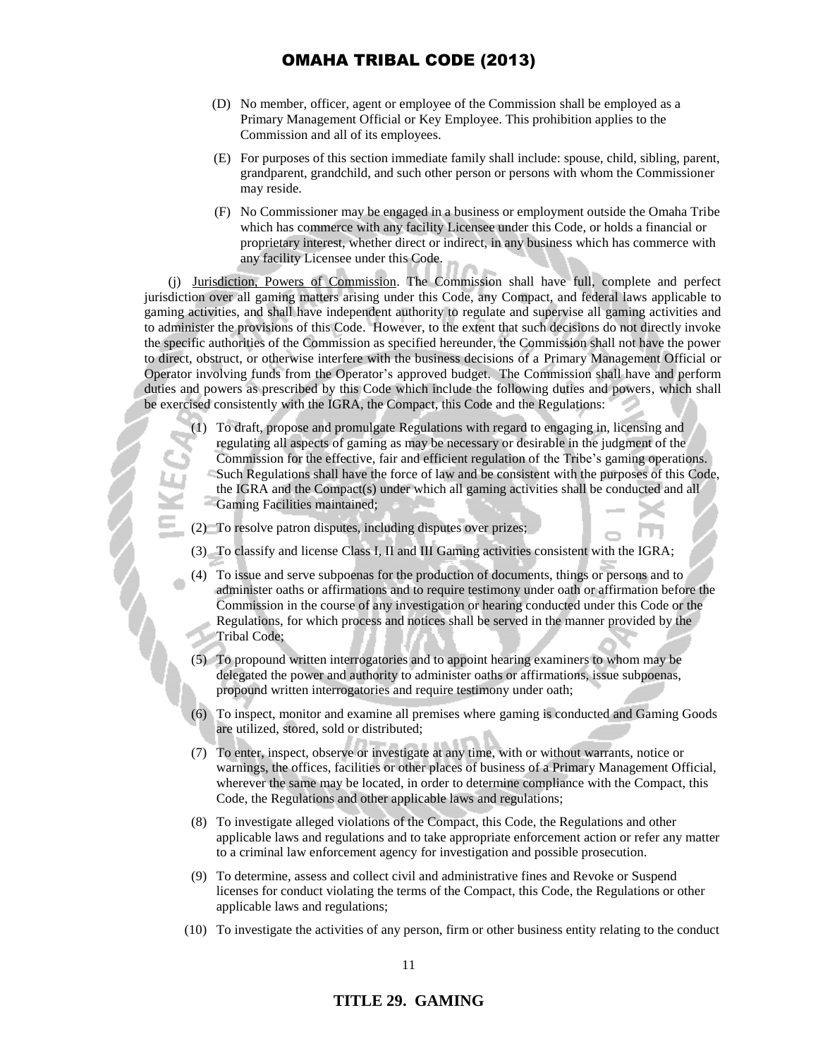(D) No member, officer, agent or employee of the Commission shall be employed as a Primary Management Official or Key Employee. This prohibition applies to the Commission and all of its employees.

(E) For purposes of this section immediate family shall include: spouse, child, sibling, parent, grandparent, grandchild, and such other person or persons with whom the Commissioner may reside.

(F) No Commissioner may be engaged in a business or employment outside the Omaha Tribe which has commerce with any facility Licensee under this Code, or holds a financial or proprietary interest, whether direct or indirect, in any business which has commerce with any facility Licensee under this Code.

(j) Jurisdiction, Powers of Commission. The Commission shall have full, complete and perfect jurisdiction over all gaming matters arising under this Code, any Compact, and federal laws applicable to gaming activities, and shall have independent authority to regulate and supervise all gaming activities and to administer the provisions of this Code. However, to the extent that such decisions do not directly invoke the specific authorities of the Commission as specified hereunder, the Commission shall not have the power to direct, obstruct, or otherwise interfere with the business decisions of a Primary Management Official or Operator involving funds from the Operator's approved budget. The Commission shall have and perform duties and powers as prescribed by this Code which include the following duties and powers, which shall be exercised consistently with the IGRA, the Compact, this Code and the Regulations:

(1) To draft, propose and promulgate Regulations with regard to engaging in, licensing and regulating all aspects of gaming as may be necessary or desirable in the judgment of the Commission for the effective, fair and efficient regulation of the Tribe's gaming operations. Such Regulations shall have the force of law and be consistent with the purposes of this Code, the IGRA and the Compact(s) under which all gaming activities shall be conducted and all Gaming Facilities maintained;

(2) To resolve patron disputes, including disputes over prizes;

(3) To classify and license Class I, II and III Gaming activities consistent with the IGRA;

(4) To issue and serve subpoenas for the production of documents, things or persons and to administer oaths or affirmations and to require testimony under oath or affirmation before the Commission in the course of any investigation or hearing conducted under this Code or the Regulations, for which process and notices shall be served in the manner provided by the Tribal Code;

(5) To propound written interrogatories and to appoint hearing examiners to whom may be delegated the power and authority to administer oaths or affirmations, issue subpoenas, propound written interrogatories and require testimony under oath;

(6) To inspect, monitor and examine all premises where gaming is conducted and Gaming Goods are utilized, stored, sold or distributed;

(7) To enter, inspect, observe or investigate at any time, with or without warrants, notice or warnings, the offices, facilities or other places of business of a Primary Management Official, wherever the same may be located, in order to determine compliance with the Compact, this Code, the Regulations and other applicable laws and regulations;

(8) To investigate alleged violations of the Compact, this Code, the Regulations and other applicable laws and regulations and to take appropriate enforcement action or refer any matter to a criminal law enforcement agency for investigation and possible prosecution.

(9) To determine, assess and collect civil and administrative fines and Revoke or Suspend licenses for conduct violating the terms of the Compact, this Code, the Regulations or other applicable laws and regulations;

(10) To investigate the activities of any person, firm or other business entity relating to the conduct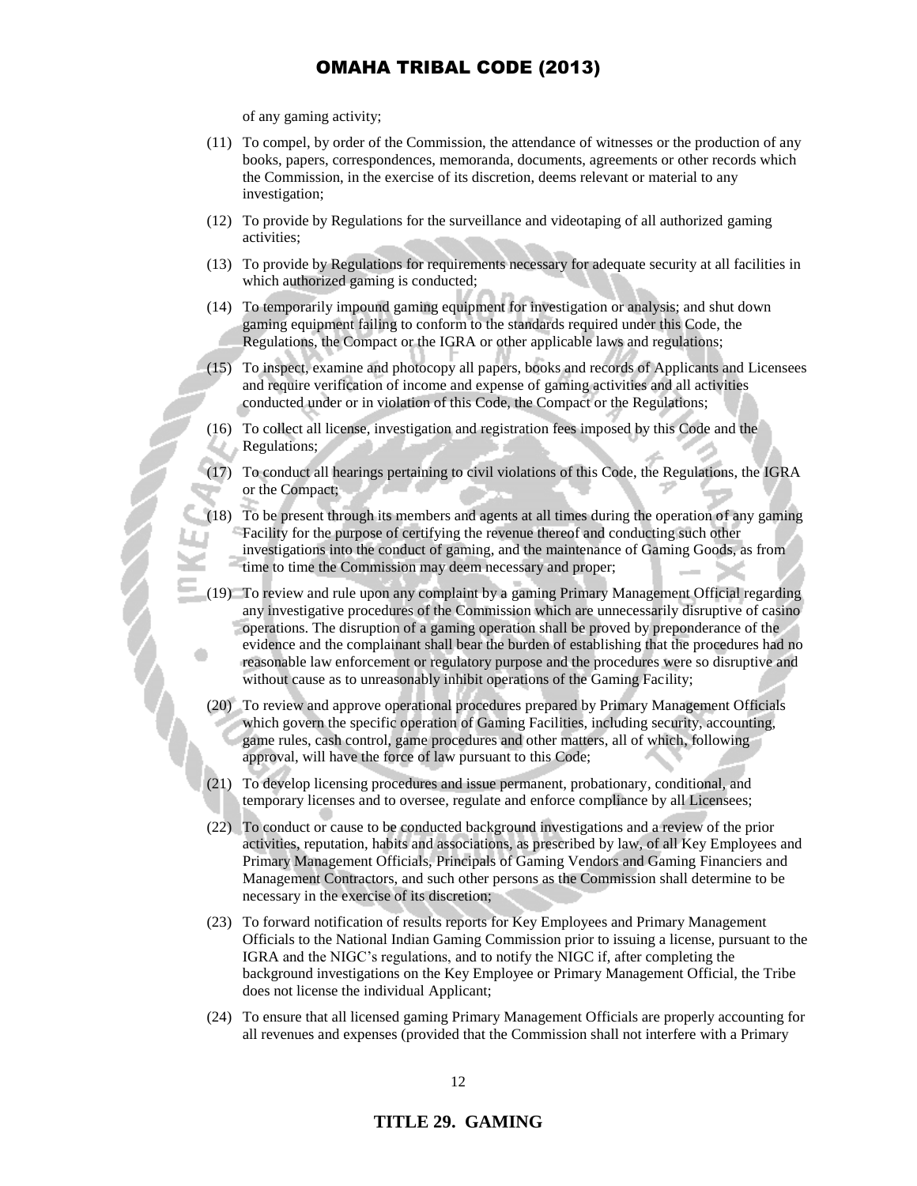of any gaming activity;

(11) To compel, by order of the Commission, the attendance of witnesses or the production of any books, papers, correspondences, memoranda, documents, agreements or other records which the Commission, in the exercise of its discretion, deems relevant or material to any investigation;

(12) To provide by Regulations for the surveillance and videotaping of all authorized gaming activities;

(13) To provide by Regulations for requirements necessary for adequate security at all facilities in which authorized gaming is conducted;

(14) To temporarily impound gaming equipment for investigation or analysis; and shut down gaming equipment failing to conform to the standards required under this Code, the Regulations, the Compact or the IGRA or other applicable laws and regulations;

(15) To inspect, examine and photocopy all papers, books and records of Applicants and Licensees and require verification of income and expense of gaming activities and all activities conducted under or in violation of this Code, the Compact or the Regulations;

(16) To collect all license, investigation and registration fees imposed by this Code and the Regulations;

(17) To conduct all hearings pertaining to civil violations of this Code, the Regulations, the IGRA or the Compact;

(18) To be present through its members and agents at all times during the operation of any gaming Facility for the purpose of certifying the revenue thereof and conducting such other investigations into the conduct of gaming, and the maintenance of Gaming Goods, as from time to time the Commission may deem necessary and proper;

(19) To review and rule upon any complaint by a gaming Primary Management Official regarding any investigative procedures of the Commission which are unnecessarily disruptive of casino operations. The disruption of a gaming operation shall be proved by preponderance of the evidence and the complainant shall bear the burden of establishing that the procedures had no reasonable law enforcement or regulatory purpose and the procedures were so disruptive and without cause as to unreasonably inhibit operations of the Gaming Facility;

(20) To review and approve operational procedures prepared by Primary Management Officials which govern the specific operation of Gaming Facilities, including security, accounting, game rules, cash control, game procedures and other matters, all of which, following approval, will have the force of law pursuant to this Code;

(21) To develop licensing procedures and issue permanent, probationary, conditional, and temporary licenses and to oversee, regulate and enforce compliance by all Licensees;

(22) To conduct or cause to be conducted background investigations and a review of the prior activities, reputation, habits and associations, as prescribed by law, of all Key Employees and Primary Management Officials, Principals of Gaming Vendors and Gaming Financiers and Management Contractors, and such other persons as the Commission shall determine to be necessary in the exercise of its discretion;

(23) To forward notification of results reports for Key Employees and Primary Management Officials to the National Indian Gaming Commission prior to issuing a license, pursuant to the IGRA and the NIGC's regulations, and to notify the NIGC if, after completing the background investigations on the Key Employee or Primary Management Official, the Tribe does not license the individual Applicant;

(24) To ensure that all licensed gaming Primary Management Officials are properly accounting for all revenues and expenses (provided that the Commission shall not interfere with a Primary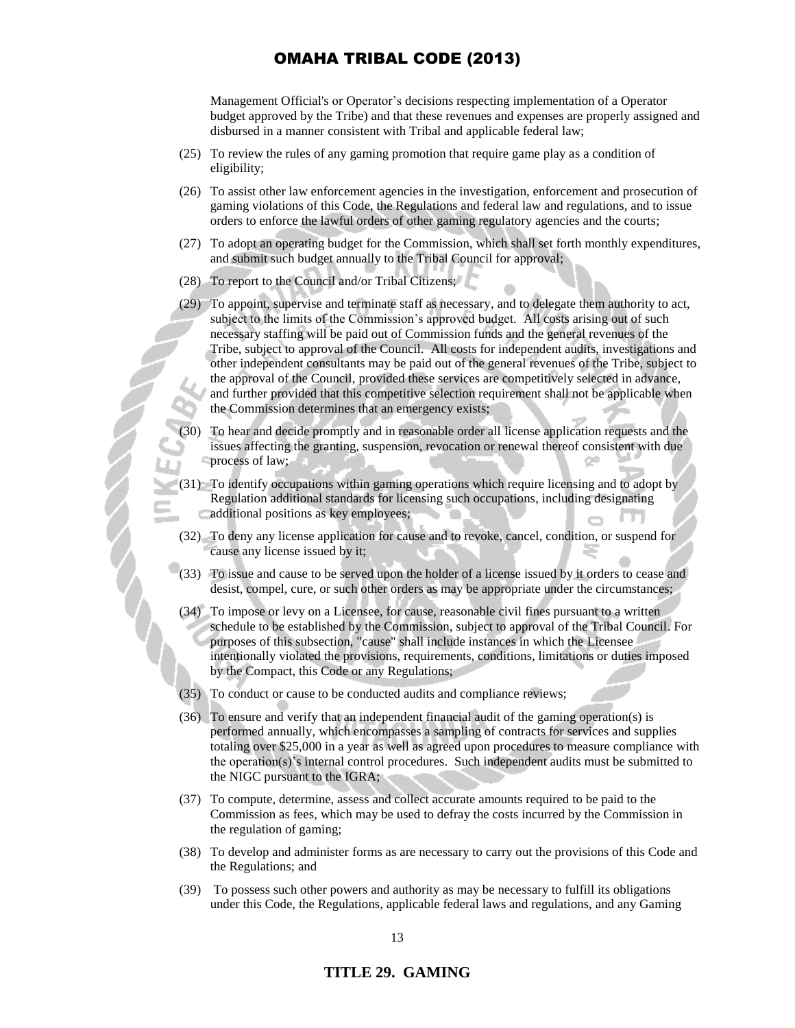Management Official's or Operator's decisions respecting implementation of a Operator budget approved by the Tribe) and that these revenues and expenses are properly assigned and disbursed in a manner consistent with Tribal and applicable federal law;

(25) To review the rules of any gaming promotion that require game play as a condition of eligibility;

(26) To assist other law enforcement agencies in the investigation, enforcement and prosecution of gaming violations of this Code, the Regulations and federal law and regulations, and to issue orders to enforce the lawful orders of other gaming regulatory agencies and the courts;

(27) To adopt an operating budget for the Commission, which shall set forth monthly expenditures, and submit such budget annually to the Tribal Council for approval;

(28) To report to the Council and/or Tribal Citizens;

(29) To appoint, supervise and terminate staff as necessary, and to delegate them authority to act, subject to the limits of the Commission's approved budget. All costs arising out of such necessary staffing will be paid out of Commission funds and the general revenues of the Tribe, subject to approval of the Council. All costs for independent audits, investigations and other independent consultants may be paid out of the general revenues of the Tribe, subject to the approval of the Council, provided these services are competitively selected in advance, and further provided that this competitive selection requirement shall not be applicable when the Commission determines that an emergency exists;

(30) To hear and decide promptly and in reasonable order all license application requests and the issues affecting the granting, suspension, revocation or renewal thereof consistent with due process of law;

(31) To identify occupations within gaming operations which require licensing and to adopt by Regulation additional standards for licensing such occupations, including designating additional positions as key employees;

(32) To deny any license application for cause and to revoke, cancel, condition, or suspend for cause any license issued by it;

(33) To issue and cause to be served upon the holder of a license issued by it orders to cease and desist, compel, cure, or such other orders as may be appropriate under the circumstances;

(34) To impose or levy on a Licensee, for cause, reasonable civil fines pursuant to a written schedule to be established by the Commission, subject to approval of the Tribal Council. For purposes of this subsection, "cause" shall include instances in which the Licensee intentionally violated the provisions, requirements, conditions, limitations or duties imposed by the Compact, this Code or any Regulations;

(35) To conduct or cause to be conducted audits and compliance reviews;

(36) To ensure and verify that an independent financial audit of the gaming operation(s) is performed annually, which encompasses a sampling of contracts for services and supplies totaling over $25,000 in a year as well as agreed upon procedures to measure compliance with the operation(s)'s internal control procedures. Such independent audits must be submitted to the NIGC pursuant to the IGRA;

(37) To compute, determine, assess and collect accurate amounts required to be paid to the Commission as fees, which may be used to defray the costs incurred by the Commission in the regulation of gaming;

(38) To develop and administer forms as are necessary to carry out the provisions of this Code and the Regulations; and

(39) To possess such other powers and authority as may be necessary to fulfill its obligations under this Code, the Regulations, applicable federal laws and regulations, and any Gaming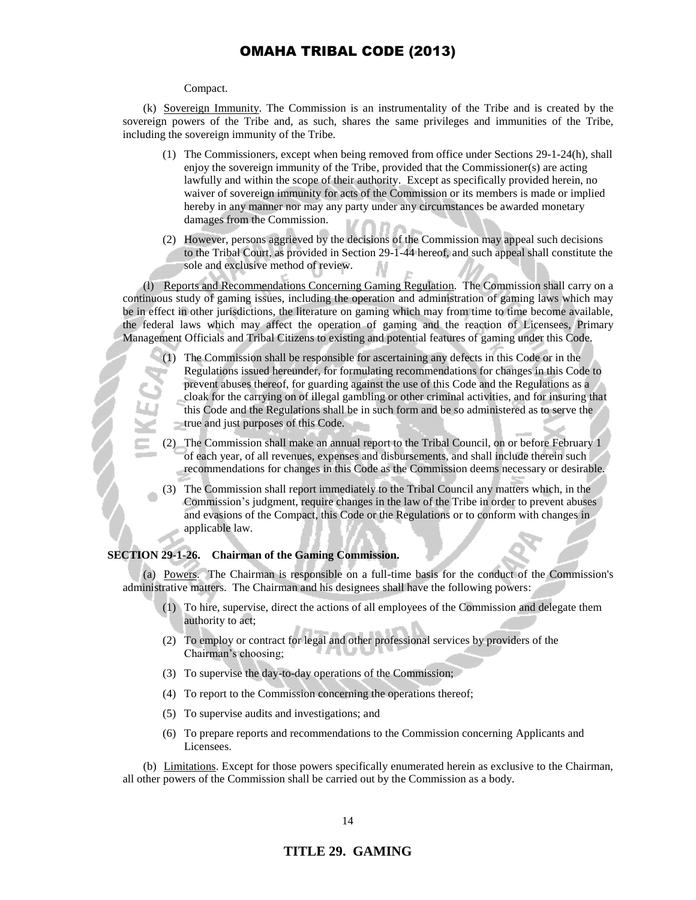Compact.

(k) Sovereign Immunity. The Commission is an instrumentality of the Tribe and is created by the sovereign powers of the Tribe and, as such, shares the same privileges and immunities of the Tribe, including the sovereign immunity of the Tribe.

(1) The Commissioners, except when being removed from office under Sections 29-1-24(h), shall enjoy the sovereign immunity of the Tribe, provided that the Commissioner(s) are acting lawfully and within the scope of their authority. Except as specifically provided herein, no waiver of sovereign immunity for acts of the Commission or its members is made or implied hereby in any manner nor may any party under any circumstances be awarded monetary damages from the Commission.

(2) However, persons aggrieved by the decisions of the Commission may appeal such decisions to the Tribal Court, as provided in Section 29-1-44 hereof, and such appeal shall constitute the sole and exclusive method of review.

(l) Reports and Recommendations Concerning Gaming Regulation. The Commission shall carry on a continuous study of gaming issues, including the operation and administration of gaming laws which may be in effect in other jurisdictions, the literature on gaming which may from time to time become available, the federal laws which may affect the operation of gaming and the reaction of Licensees, Primary Management Officials and Tribal Citizens to existing and potential features of gaming under this Code.

(1) The Commission shall be responsible for ascertaining any defects in this Code or in the Regulations issued hereunder, for formulating recommendations for changes in this Code to prevent abuses thereof, for guarding against the use of this Code and the Regulations as a cloak for the carrying on of illegal gambling or other criminal activities, and for insuring that this Code and the Regulations shall be in such form and be so administered as to serve the true and just purposes of this Code.

(2) The Commission shall make an annual report to the Tribal Council, on or before February 1 of each year, of all revenues, expenses and disbursements, and shall include therein such recommendations for changes in this Code as the Commission deems necessary or desirable.

(3) The Commission shall report immediately to the Tribal Council any matters which, in the Commission's judgment, require changes in the law of the Tribe in order to prevent abuses and evasions of the Compact, this Code or the Regulations or to conform with changes in applicable law.

**SECTION 29-1-26. Chairman of the Gaming Commission.**

(a) Powers. The Chairman is responsible on a full-time basis for the conduct of the Commission's administrative matters. The Chairman and his designees shall have the following powers:

(1) To hire, supervise, direct the actions of all employees of the Commission and delegate them authority to act;

(2) To employ or contract for legal and other professional services by providers of the Chairman's choosing;

(3) To supervise the day-to-day operations of the Commission;

(4) To report to the Commission concerning the operations thereof;

(5) To supervise audits and investigations; and

(6) To prepare reports and recommendations to the Commission concerning Applicants and Licensees.

(b) Limitations. Except for those powers specifically enumerated herein as exclusive to the Chairman, all other powers of the Commission shall be carried out by the Commission as a body.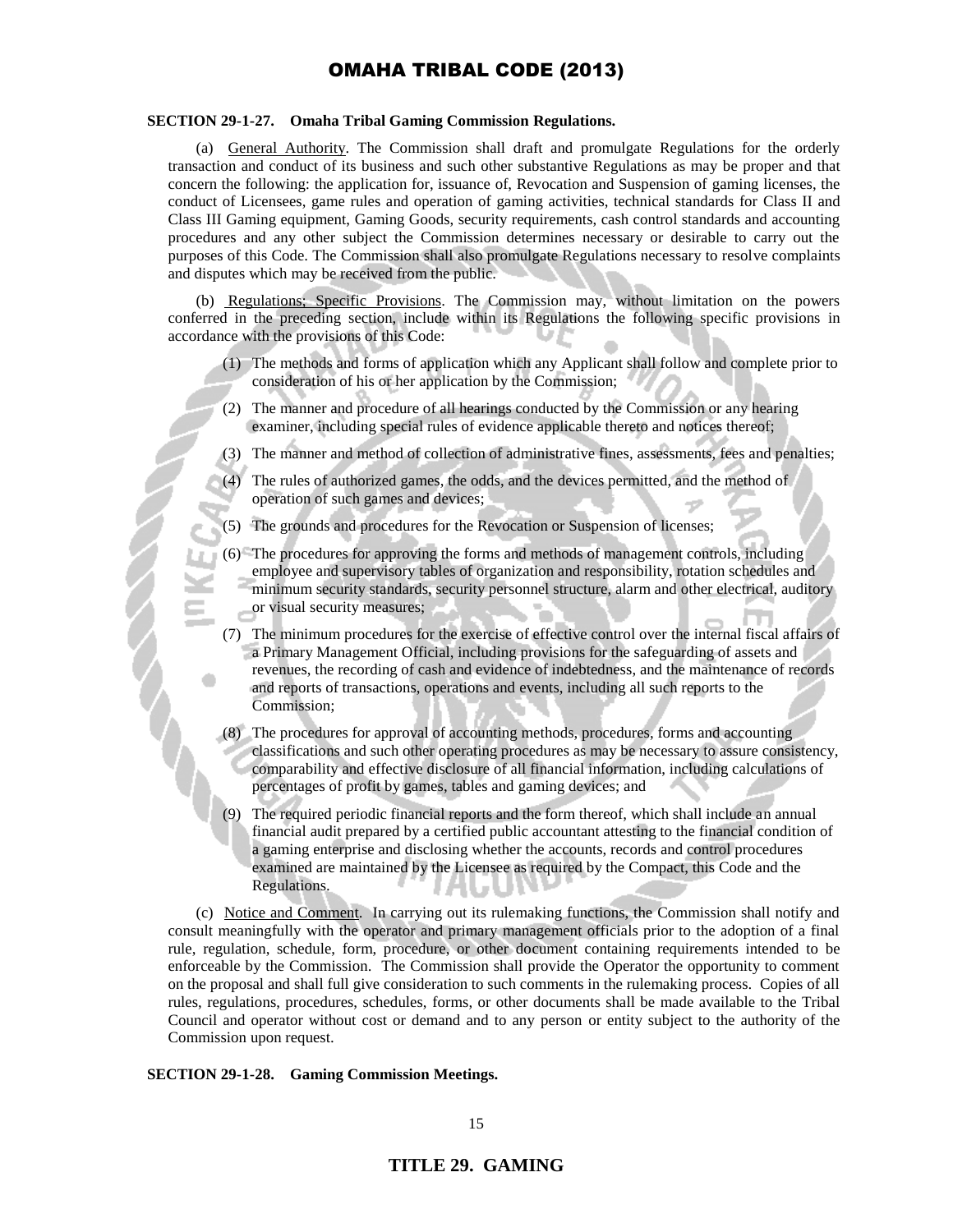**SECTION 29-1-27. Omaha Tribal Gaming Commission Regulations.**

(a) General Authority. The Commission shall draft and promulgate Regulations for the orderly transaction and conduct of its business and such other substantive Regulations as may be proper and that concern the following: the application for, issuance of, Revocation and Suspension of gaming licenses, the conduct of Licensees, game rules and operation of gaming activities, technical standards for Class II and Class III Gaming equipment, Gaming Goods, security requirements, cash control standards and accounting procedures and any other subject the Commission determines necessary or desirable to carry out the purposes of this Code. The Commission shall also promulgate Regulations necessary to resolve complaints and disputes which may be received from the public.

(b) Regulations; Specific Provisions. The Commission may, without limitation on the powers conferred in the preceding section, include within its Regulations the following specific provisions in accordance with the provisions of this Code:

(1) The methods and forms of application which any Applicant shall follow and complete prior to consideration of his or her application by the Commission;

(2) The manner and procedure of all hearings conducted by the Commission or any hearing examiner, including special rules of evidence applicable thereto and notices thereof;

(3) The manner and method of collection of administrative fines, assessments, fees and penalties;

(4) The rules of authorized games, the odds, and the devices permitted, and the method of operation of such games and devices;

(5) The grounds and procedures for the Revocation or Suspension of licenses;

(6) The procedures for approving the forms and methods of management controls, including employee and supervisory tables of organization and responsibility, rotation schedules and minimum security standards, security personnel structure, alarm and other electrical, auditory or visual security measures;

(7) The minimum procedures for the exercise of effective control over the internal fiscal affairs of a Primary Management Official, including provisions for the safeguarding of assets and revenues, the recording of cash and evidence of indebtedness, and the maintenance of records and reports of transactions, operations and events, including all such reports to the Commission;

(8) The procedures for approval of accounting methods, procedures, forms and accounting classifications and such other operating procedures as may be necessary to assure consistency, comparability and effective disclosure of all financial information, including calculations of percentages of profit by games, tables and gaming devices; and

(9) The required periodic financial reports and the form thereof, which shall include an annual financial audit prepared by a certified public accountant attesting to the financial condition of a gaming enterprise and disclosing whether the accounts, records and control procedures examined are maintained by the Licensee as required by the Compact, this Code and the Regulations.

(c) Notice and Comment. In carrying out its rulemaking functions, the Commission shall notify and consult meaningfully with the operator and primary management officials prior to the adoption of a final rule, regulation, schedule, form, procedure, or other document containing requirements intended to be enforceable by the Commission. The Commission shall provide the Operator the opportunity to comment on the proposal and shall full give consideration to such comments in the rulemaking process. Copies of all rules, regulations, procedures, schedules, forms, or other documents shall be made available to the Tribal Council and operator without cost or demand and to any person or entity subject to the authority of the Commission upon request.

**SECTION 29-1-28. Gaming Commission Meetings.**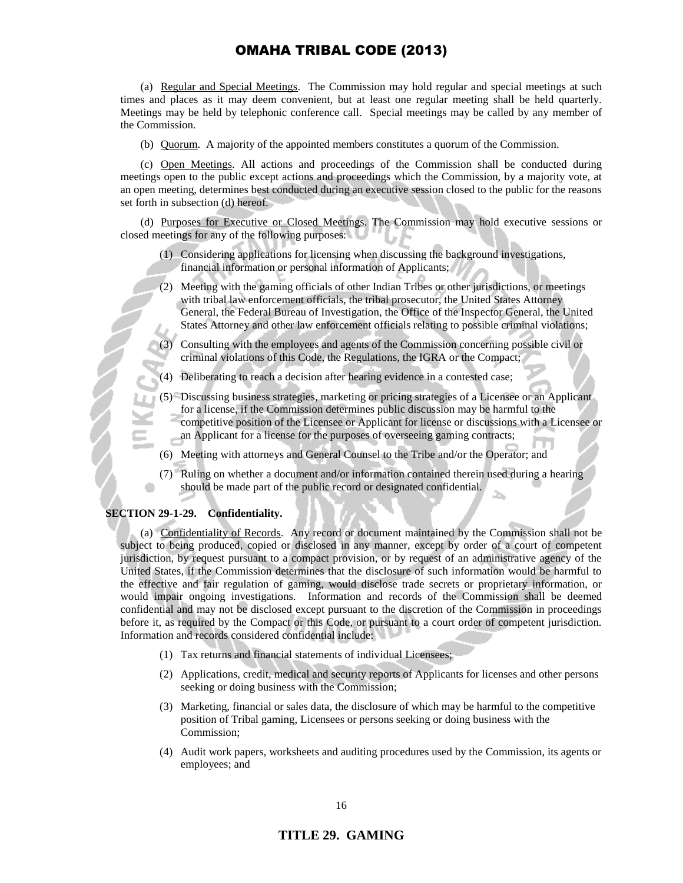(a) Regular and Special Meetings. The Commission may hold regular and special meetings at such times and places as it may deem convenient, but at least one regular meeting shall be held quarterly. Meetings may be held by telephonic conference call. Special meetings may be called by any member of the Commission.

(b) Quorum. A majority of the appointed members constitutes a quorum of the Commission.

(c) Open Meetings. All actions and proceedings of the Commission shall be conducted during meetings open to the public except actions and proceedings which the Commission, by a majority vote, at an open meeting, determines best conducted during an executive session closed to the public for the reasons set forth in subsection (d) hereof.

(d) Purposes for Executive or Closed Meetings. The Commission may hold executive sessions or closed meetings for any of the following purposes:

(1) Considering applications for licensing when discussing the background investigations, financial information or personal information of Applicants;

(2) Meeting with the gaming officials of other Indian Tribes or other jurisdictions, or meetings with tribal law enforcement officials, the tribal prosecutor, the United States Attorney General, the Federal Bureau of Investigation, the Office of the Inspector General, the United States Attorney and other law enforcement officials relating to possible criminal violations;

(3) Consulting with the employees and agents of the Commission concerning possible civil or criminal violations of this Code, the Regulations, the IGRA or the Compact;

(4) Deliberating to reach a decision after hearing evidence in a contested case;

(5) Discussing business strategies, marketing or pricing strategies of a Licensee or an Applicant for a license, if the Commission determines public discussion may be harmful to the competitive position of the Licensee or Applicant for license or discussions with a Licensee or an Applicant for a license for the purposes of overseeing gaming contracts;

(6) Meeting with attorneys and General Counsel to the Tribe and/or the Operator; and

(7) Ruling on whether a document and/or information contained therein used during a hearing should be made part of the public record or designated confidential.

**SECTION 29-1-29. Confidentiality.**

(a) Confidentiality of Records. Any record or document maintained by the Commission shall not be subject to being produced, copied or disclosed in any manner, except by order of a court of competent jurisdiction, by request pursuant to a compact provision, or by request of an administrative agency of the United States, if the Commission determines that the disclosure of such information would be harmful to the effective and fair regulation of gaming, would disclose trade secrets or proprietary information, or would impair ongoing investigations. Information and records of the Commission shall be deemed confidential and may not be disclosed except pursuant to the discretion of the Commission in proceedings before it, as required by the Compact or this Code, or pursuant to a court order of competent jurisdiction. Information and records considered confidential include:

(1) Tax returns and financial statements of individual Licensees;

(2) Applications, credit, medical and security reports of Applicants for licenses and other persons seeking or doing business with the Commission;

(3) Marketing, financial or sales data, the disclosure of which may be harmful to the competitive position of Tribal gaming, Licensees or persons seeking or doing business with the Commission;

(4) Audit work papers, worksheets and auditing procedures used by the Commission, its agents or employees; and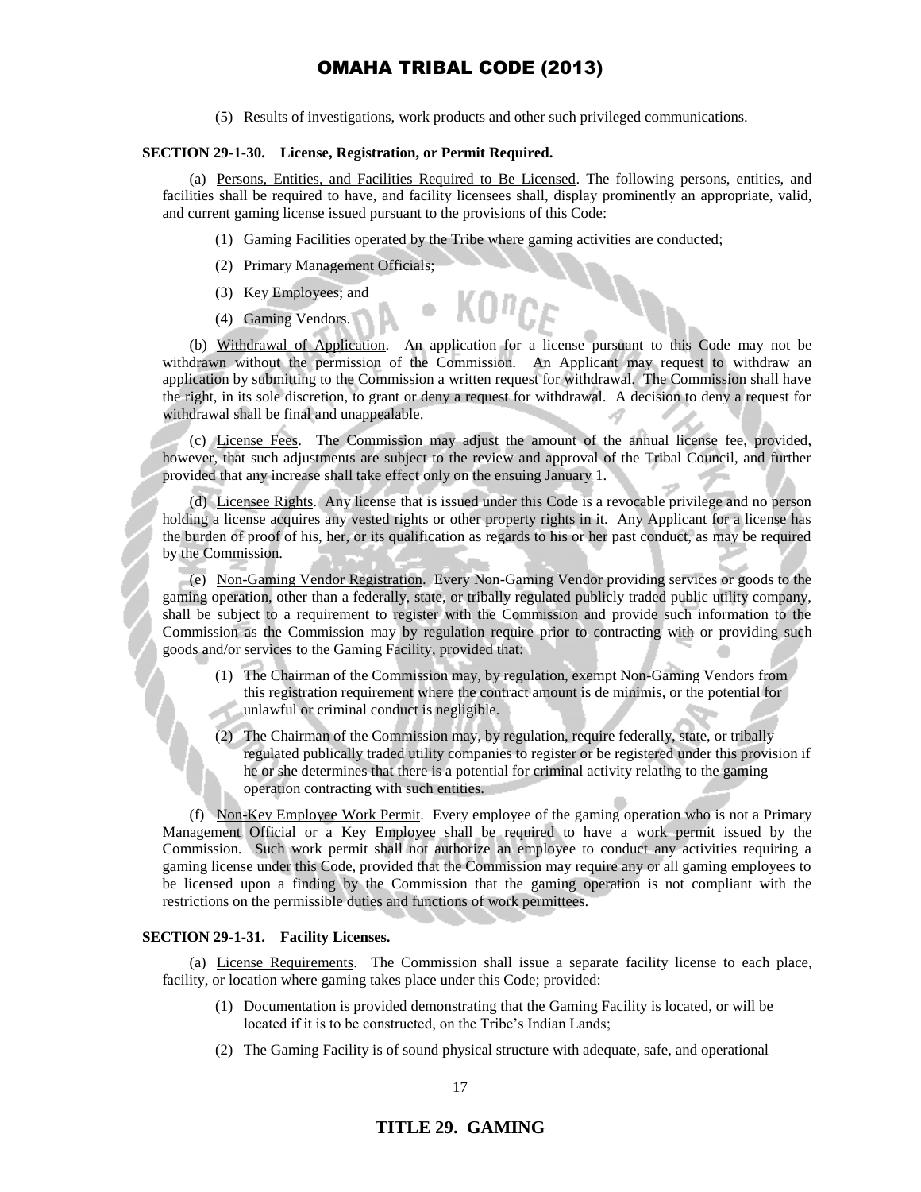(5) Results of investigations, work products and other such privileged communications.

**SECTION 29-1-30. License, Registration, or Permit Required.**

(a) Persons, Entities, and Facilities Required to Be Licensed. The following persons, entities, and facilities shall be required to have, and facility licensees shall, display prominently an appropriate, valid, and current gaming license issued pursuant to the provisions of this Code:

(1) Gaming Facilities operated by the Tribe where gaming activities are conducted;

(2) Primary Management Officials;

(3) Key Employees; and

(4) Gaming Vendors.

(b) Withdrawal of Application. An application for a license pursuant to this Code may not be withdrawn without the permission of the Commission. An Applicant may request to withdraw an application by submitting to the Commission a written request for withdrawal. The Commission shall have the right, in its sole discretion, to grant or deny a request for withdrawal. A decision to deny a request for withdrawal shall be final and unappealable.

(c) License Fees. The Commission may adjust the amount of the annual license fee, provided, however, that such adjustments are subject to the review and approval of the Tribal Council, and further provided that any increase shall take effect only on the ensuing January 1.

(d) Licensee Rights. Any license that is issued under this Code is a revocable privilege and no person holding a license acquires any vested rights or other property rights in it. Any Applicant for a license has the burden of proof of his, her, or its qualification as regards to his or her past conduct, as may be required by the Commission.

(e) Non-Gaming Vendor Registration. Every Non-Gaming Vendor providing services or goods to the gaming operation, other than a federally, state, or tribally regulated publicly traded public utility company, shall be subject to a requirement to register with the Commission and provide such information to the Commission as the Commission may by regulation require prior to contracting with or providing such goods and/or services to the Gaming Facility, provided that:

(1) The Chairman of the Commission may, by regulation, exempt Non-Gaming Vendors from this registration requirement where the contract amount is de minimis, or the potential for unlawful or criminal conduct is negligible.

(2) The Chairman of the Commission may, by regulation, require federally, state, or tribally regulated publically traded utility companies to register or be registered under this provision if he or she determines that there is a potential for criminal activity relating to the gaming operation contracting with such entities.

(f) Non-Key Employee Work Permit. Every employee of the gaming operation who is not a Primary Management Official or a Key Employee shall be required to have a work permit issued by the Commission. Such work permit shall not authorize an employee to conduct any activities requiring a gaming license under this Code, provided that the Commission may require any or all gaming employees to be licensed upon a finding by the Commission that the gaming operation is not compliant with the restrictions on the permissible duties and functions of work permittees.

**SECTION 29-1-31. Facility Licenses.**

(a) License Requirements. The Commission shall issue a separate facility license to each place, facility, or location where gaming takes place under this Code; provided:

(1) Documentation is provided demonstrating that the Gaming Facility is located, or will be located if it is to be constructed, on the Tribe's Indian Lands;

(2) The Gaming Facility is of sound physical structure with adequate, safe, and operational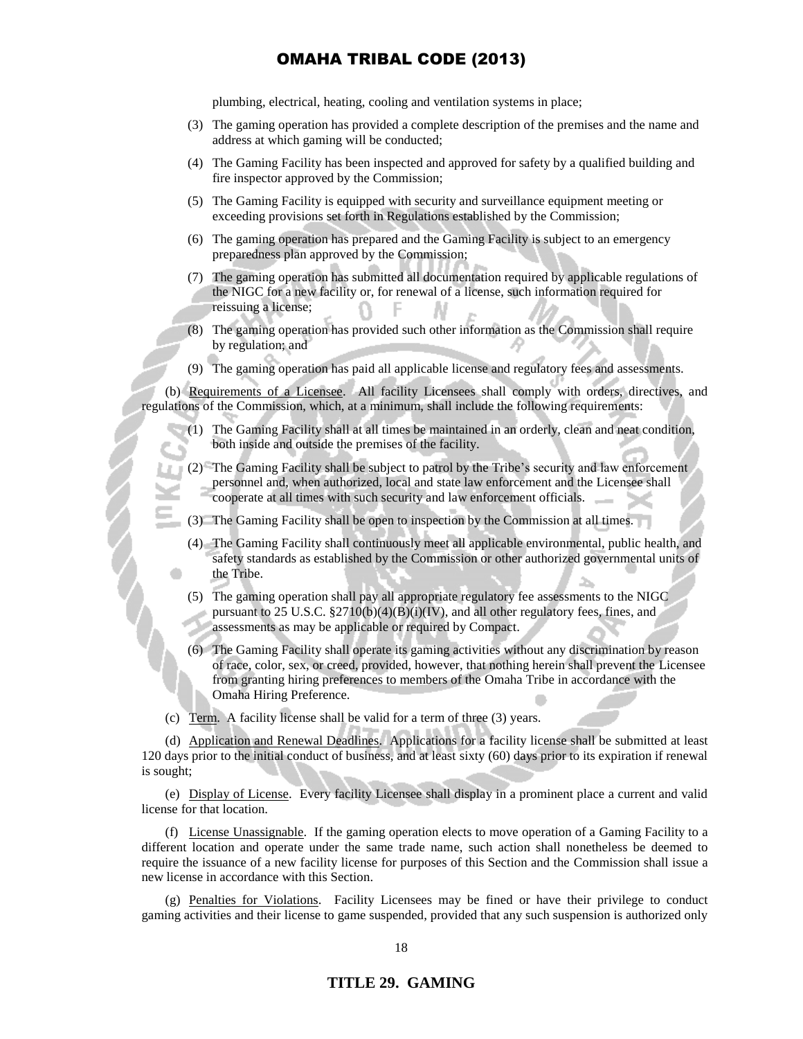plumbing, electrical, heating, cooling and ventilation systems in place;

(3) The gaming operation has provided a complete description of the premises and the name and address at which gaming will be conducted;

(4) The Gaming Facility has been inspected and approved for safety by a qualified building and fire inspector approved by the Commission;

(5) The Gaming Facility is equipped with security and surveillance equipment meeting or exceeding provisions set forth in Regulations established by the Commission;

(6) The gaming operation has prepared and the Gaming Facility is subject to an emergency preparedness plan approved by the Commission;

(7) The gaming operation has submitted all documentation required by applicable regulations of the NIGC for a new facility or, for renewal of a license, such information required for reissuing a license;

(8) The gaming operation has provided such other information as the Commission shall require by regulation; and

(9) The gaming operation has paid all applicable license and regulatory fees and assessments.

(b) Requirements of a Licensee. All facility Licensees shall comply with orders, directives, and regulations of the Commission, which, at a minimum, shall include the following requirements:

(1) The Gaming Facility shall at all times be maintained in an orderly, clean and neat condition, both inside and outside the premises of the facility.

(2) The Gaming Facility shall be subject to patrol by the Tribe's security and law enforcement personnel and, when authorized, local and state law enforcement and the Licensee shall cooperate at all times with such security and law enforcement officials.

(3) The Gaming Facility shall be open to inspection by the Commission at all times.

(4) The Gaming Facility shall continuously meet all applicable environmental, public health, and safety standards as established by the Commission or other authorized governmental units of the Tribe.

(5) The gaming operation shall pay all appropriate regulatory fee assessments to the NIGC pursuant to 25 U.S.C. §2710(b)(4)(B)(i)(IV), and all other regulatory fees, fines, and assessments as may be applicable or required by Compact.

(6) The Gaming Facility shall operate its gaming activities without any discrimination by reason of race, color, sex, or creed, provided, however, that nothing herein shall prevent the Licensee from granting hiring preferences to members of the Omaha Tribe in accordance with the Omaha Hiring Preference.

(c) Term. A facility license shall be valid for a term of three (3) years.

(d) Application and Renewal Deadlines. Applications for a facility license shall be submitted at least 120 days prior to the initial conduct of business, and at least sixty (60) days prior to its expiration if renewal is sought;

(e) Display of License. Every facility Licensee shall display in a prominent place a current and valid license for that location.

(f) License Unassignable. If the gaming operation elects to move operation of a Gaming Facility to a different location and operate under the same trade name, such action shall nonetheless be deemed to require the issuance of a new facility license for purposes of this Section and the Commission shall issue a new license in accordance with this Section.

(g) Penalties for Violations. Facility Licensees may be fined or have their privilege to conduct gaming activities and their license to game suspended, provided that any such suspension is authorized only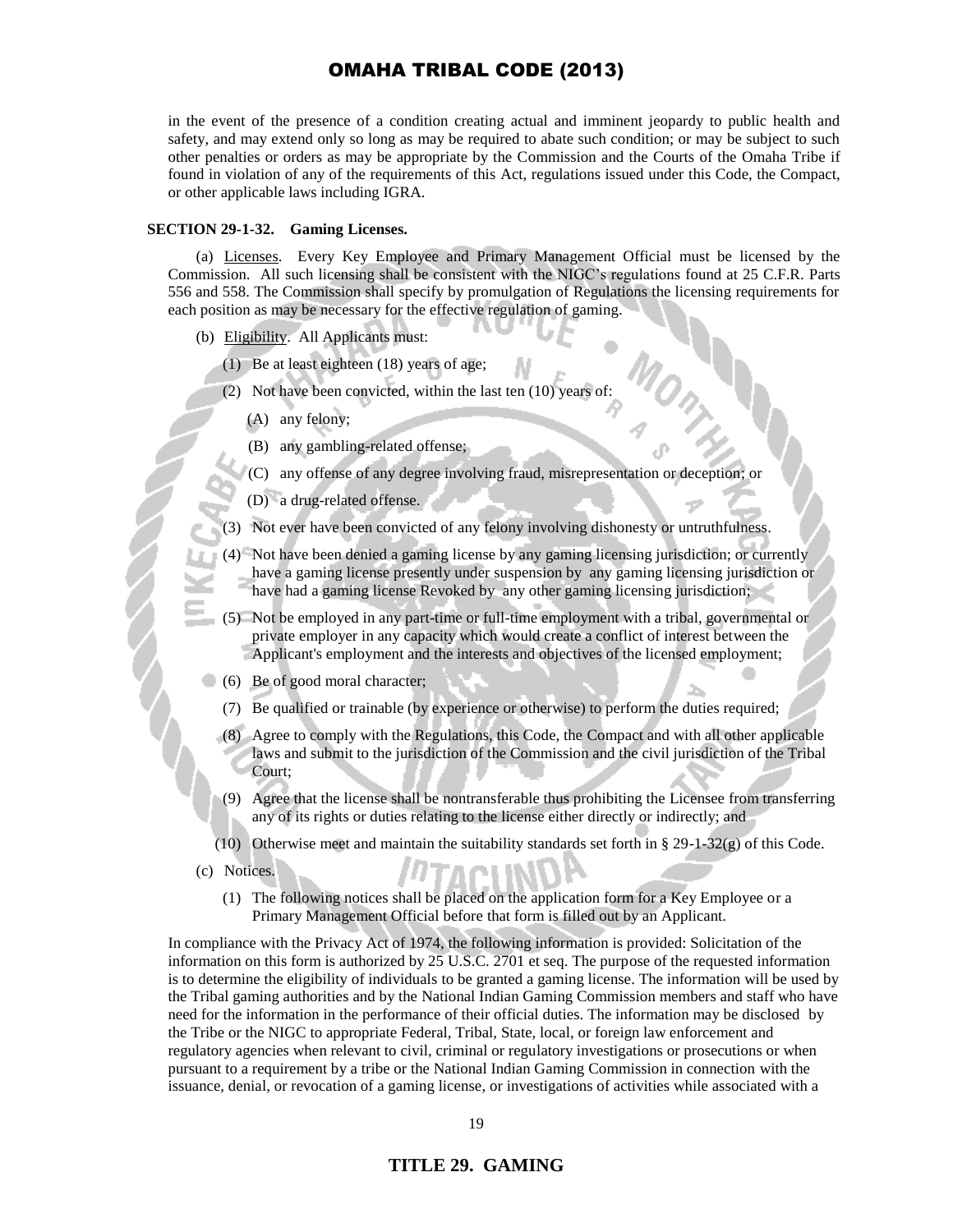in the event of the presence of a condition creating actual and imminent jeopardy to public health and safety, and may extend only so long as may be required to abate such condition; or may be subject to such other penalties or orders as may be appropriate by the Commission and the Courts of the Omaha Tribe if found in violation of any of the requirements of this Act, regulations issued under this Code, the Compact, or other applicable laws including IGRA.

**SECTION 29-1-32. Gaming Licenses.**

(a) Licenses. Every Key Employee and Primary Management Official must be licensed by the Commission. All such licensing shall be consistent with the NIGC's regulations found at 25 C.F.R. Parts 556 and 558. The Commission shall specify by promulgation of Regulations the licensing requirements for each position as may be necessary for the effective regulation of gaming.

(b) Eligibility. All Applicants must:

(1) Be at least eighteen (18) years of age;

(2) Not have been convicted, within the last ten (10) years of:

(A) any felony;

(B) any gambling-related offense;

(C) any offense of any degree involving fraud, misrepresentation or deception; or

(D) a drug-related offense.

(3) Not ever have been convicted of any felony involving dishonesty or untruthfulness.

(4) Not have been denied a gaming license by any gaming licensing jurisdiction; or currently have a gaming license presently under suspension by any gaming licensing jurisdiction or have had a gaming license Revoked by any other gaming licensing jurisdiction;

(5) Not be employed in any part-time or full-time employment with a tribal, governmental or private employer in any capacity which would create a conflict of interest between the Applicant's employment and the interests and objectives of the licensed employment;

(6) Be of good moral character;

(7) Be qualified or trainable (by experience or otherwise) to perform the duties required;

(8) Agree to comply with the Regulations, this Code, the Compact and with all other applicable laws and submit to the jurisdiction of the Commission and the civil jurisdiction of the Tribal Court;

(9) Agree that the license shall be nontransferable thus prohibiting the Licensee from transferring any of its rights or duties relating to the license either directly or indirectly; and

(10) Otherwise meet and maintain the suitability standards set forth in § 29-1-32(g) of this Code.

(c) Notices.

(1) The following notices shall be placed on the application form for a Key Employee or a Primary Management Official before that form is filled out by an Applicant.

In compliance with the Privacy Act of 1974, the following information is provided: Solicitation of the information on this form is authorized by 25 U.S.C. 2701 et seq. The purpose of the requested information is to determine the eligibility of individuals to be granted a gaming license. The information will be used by the Tribal gaming authorities and by the National Indian Gaming Commission members and staff who have need for the information in the performance of their official duties. The information may be disclosed by the Tribe or the NIGC to appropriate Federal, Tribal, State, local, or foreign law enforcement and regulatory agencies when relevant to civil, criminal or regulatory investigations or prosecutions or when pursuant to a requirement by a tribe or the National Indian Gaming Commission in connection with the issuance, denial, or revocation of a gaming license, or investigations of activities while associated with a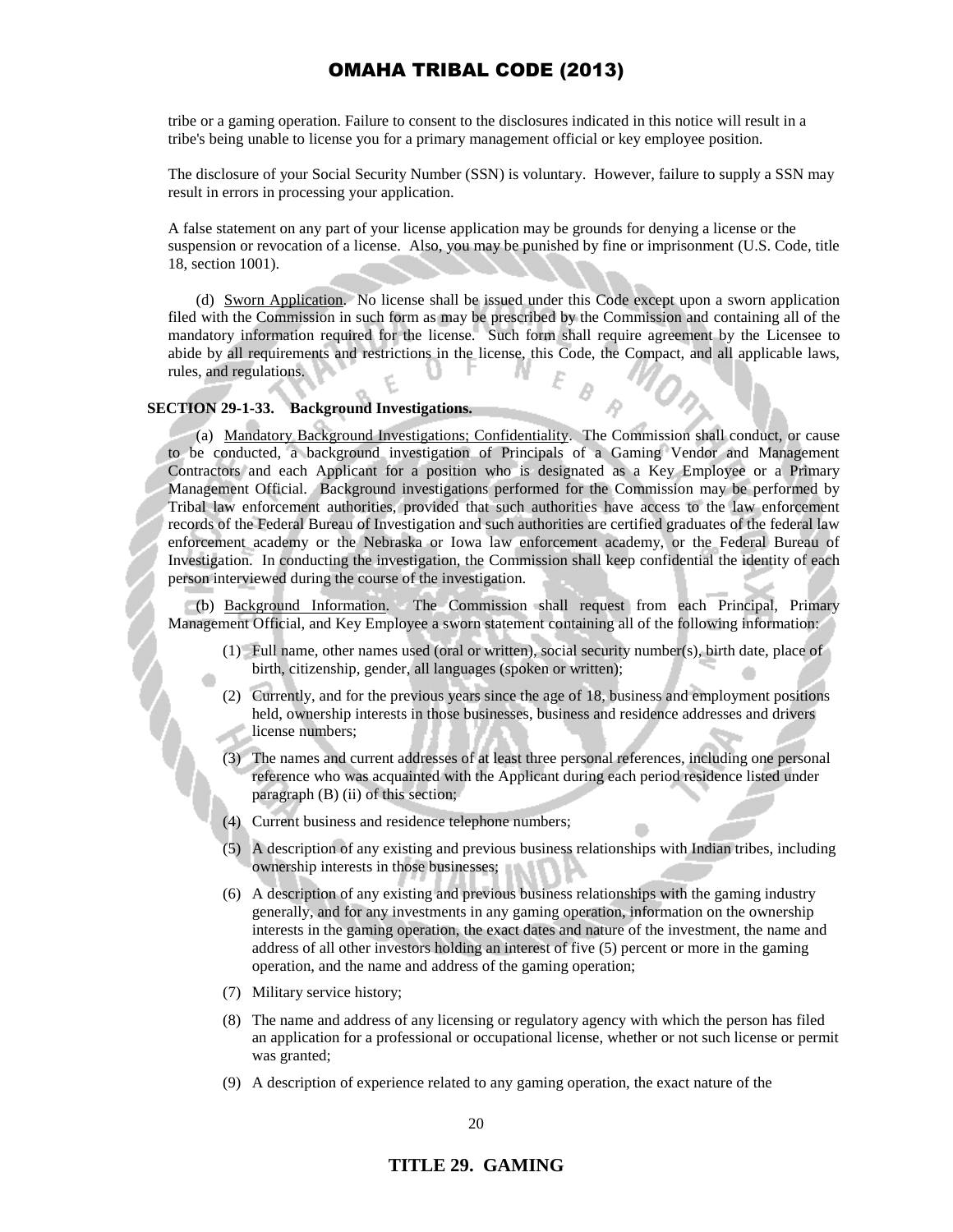tribe or a gaming operation. Failure to consent to the disclosures indicated in this notice will result in a tribe's being unable to license you for a primary management official or key employee position.

The disclosure of your Social Security Number (SSN) is voluntary. However, failure to supply a SSN may result in errors in processing your application.

A false statement on any part of your license application may be grounds for denying a license or the suspension or revocation of a license. Also, you may be punished by fine or imprisonment (U.S. Code, title 18, section 1001).

(d) Sworn Application. No license shall be issued under this Code except upon a sworn application filed with the Commission in such form as may be prescribed by the Commission and containing all of the mandatory information required for the license. Such form shall require agreement by the Licensee to abide by all requirements and restrictions in the license, this Code, the Compact, and all applicable laws, rules, and regulations.

**SECTION 29-1-33. Background Investigations.**

(a) Mandatory Background Investigations; Confidentiality. The Commission shall conduct, or cause to be conducted, a background investigation of Principals of a Gaming Vendor and Management Contractors and each Applicant for a position who is designated as a Key Employee or a Primary Management Official. Background investigations performed for the Commission may be performed by Tribal law enforcement authorities, provided that such authorities have access to the law enforcement records of the Federal Bureau of Investigation and such authorities are certified graduates of the federal law enforcement academy or the Nebraska or Iowa law enforcement academy, or the Federal Bureau of Investigation. In conducting the investigation, the Commission shall keep confidential the identity of each person interviewed during the course of the investigation.

(b) Background Information. The Commission shall request from each Principal, Primary Management Official, and Key Employee a sworn statement containing all of the following information:

(1) Full name, other names used (oral or written), social security number(s), birth date, place of birth, citizenship, gender, all languages (spoken or written);

(2) Currently, and for the previous years since the age of 18, business and employment positions held, ownership interests in those businesses, business and residence addresses and drivers license numbers;

(3) The names and current addresses of at least three personal references, including one personal reference who was acquainted with the Applicant during each period residence listed under paragraph (B) (ii) of this section;

(4) Current business and residence telephone numbers;

(5) A description of any existing and previous business relationships with Indian tribes, including ownership interests in those businesses;

(6) A description of any existing and previous business relationships with the gaming industry generally, and for any investments in any gaming operation, information on the ownership interests in the gaming operation, the exact dates and nature of the investment, the name and address of all other investors holding an interest of five (5) percent or more in the gaming operation, and the name and address of the gaming operation;

(7) Military service history;

(8) The name and address of any licensing or regulatory agency with which the person has filed an application for a professional or occupational license, whether or not such license or permit was granted;

(9) A description of experience related to any gaming operation, the exact nature of the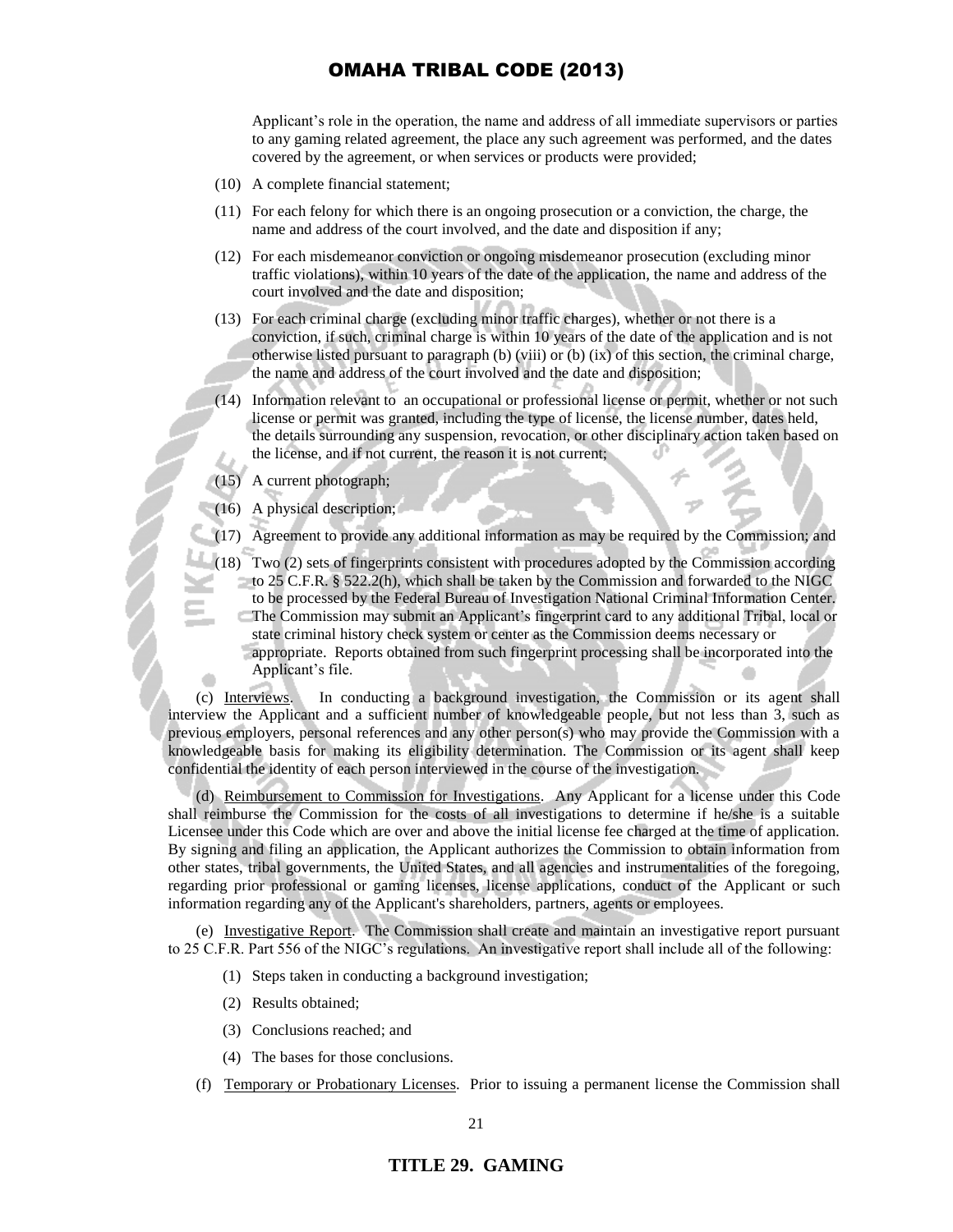Applicant's role in the operation, the name and address of all immediate supervisors or parties to any gaming related agreement, the place any such agreement was performed, and the dates covered by the agreement, or when services or products were provided;

(10) A complete financial statement;

(11) For each felony for which there is an ongoing prosecution or a conviction, the charge, the name and address of the court involved, and the date and disposition if any;

(12) For each misdemeanor conviction or ongoing misdemeanor prosecution (excluding minor traffic violations), within 10 years of the date of the application, the name and address of the court involved and the date and disposition;

(13) For each criminal charge (excluding minor traffic charges), whether or not there is a conviction, if such, criminal charge is within 10 years of the date of the application and is not otherwise listed pursuant to paragraph (b) (viii) or (b) (ix) of this section, the criminal charge, the name and address of the court involved and the date and disposition;

(14) Information relevant to an occupational or professional license or permit, whether or not such license or permit was granted, including the type of license, the license number, dates held, the details surrounding any suspension, revocation, or other disciplinary action taken based on the license, and if not current, the reason it is not current;

(15) A current photograph;

(16) A physical description;

(17) Agreement to provide any additional information as may be required by the Commission; and

(18) Two (2) sets of fingerprints consistent with procedures adopted by the Commission according to 25 C.F.R. § 522.2(h), which shall be taken by the Commission and forwarded to the NIGC to be processed by the Federal Bureau of Investigation National Criminal Information Center. The Commission may submit an Applicant's fingerprint card to any additional Tribal, local or state criminal history check system or center as the Commission deems necessary or appropriate. Reports obtained from such fingerprint processing shall be incorporated into the Applicant's file.

(c) Interviews. In conducting a background investigation, the Commission or its agent shall interview the Applicant and a sufficient number of knowledgeable people, but not less than 3, such as previous employers, personal references and any other person(s) who may provide the Commission with a knowledgeable basis for making its eligibility determination. The Commission or its agent shall keep confidential the identity of each person interviewed in the course of the investigation.

(d) Reimbursement to Commission for Investigations. Any Applicant for a license under this Code shall reimburse the Commission for the costs of all investigations to determine if he/she is a suitable Licensee under this Code which are over and above the initial license fee charged at the time of application. By signing and filing an application, the Applicant authorizes the Commission to obtain information from other states, tribal governments, the United States, and all agencies and instrumentalities of the foregoing, regarding prior professional or gaming licenses, license applications, conduct of the Applicant or such information regarding any of the Applicant's shareholders, partners, agents or employees.

(e) Investigative Report. The Commission shall create and maintain an investigative report pursuant to 25 C.F.R. Part 556 of the NIGC's regulations. An investigative report shall include all of the following:

(1) Steps taken in conducting a background investigation;

(2) Results obtained;

(3) Conclusions reached; and

(4) The bases for those conclusions.

(f) Temporary or Probationary Licenses. Prior to issuing a permanent license the Commission shall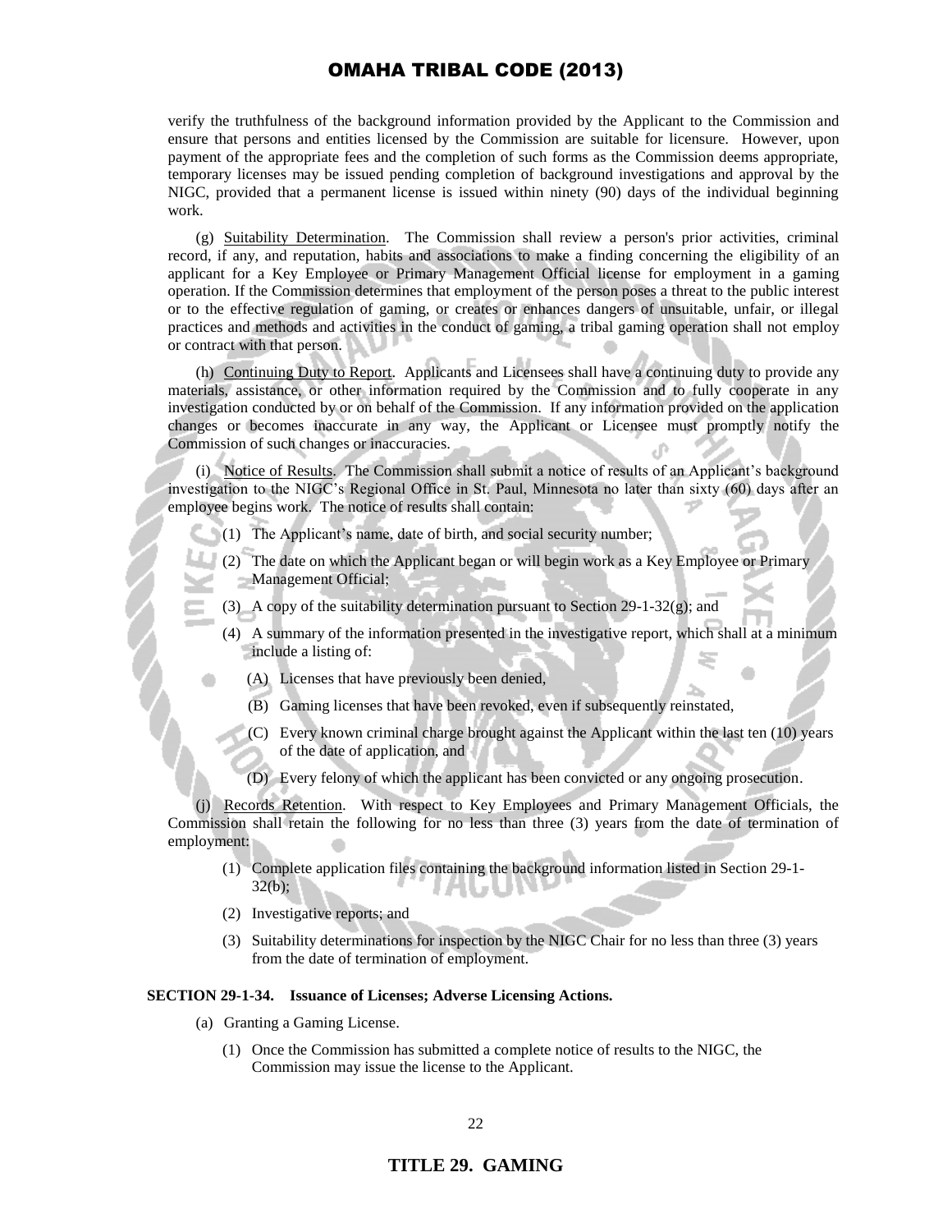verify the truthfulness of the background information provided by the Applicant to the Commission and ensure that persons and entities licensed by the Commission are suitable for licensure. However, upon payment of the appropriate fees and the completion of such forms as the Commission deems appropriate, temporary licenses may be issued pending completion of background investigations and approval by the NIGC, provided that a permanent license is issued within ninety (90) days of the individual beginning work.

(g) Suitability Determination. The Commission shall review a person's prior activities, criminal record, if any, and reputation, habits and associations to make a finding concerning the eligibility of an applicant for a Key Employee or Primary Management Official license for employment in a gaming operation. If the Commission determines that employment of the person poses a threat to the public interest or to the effective regulation of gaming, or creates or enhances dangers of unsuitable, unfair, or illegal practices and methods and activities in the conduct of gaming, a tribal gaming operation shall not employ or contract with that person.

(h) Continuing Duty to Report. Applicants and Licensees shall have a continuing duty to provide any materials, assistance, or other information required by the Commission and to fully cooperate in any investigation conducted by or on behalf of the Commission. If any information provided on the application changes or becomes inaccurate in any way, the Applicant or Licensee must promptly notify the Commission of such changes or inaccuracies.

(i) Notice of Results. The Commission shall submit a notice of results of an Applicant's background investigation to the NIGC's Regional Office in St. Paul, Minnesota no later than sixty (60) days after an employee begins work. The notice of results shall contain:

(1) The Applicant's name, date of birth, and social security number;

(2) The date on which the Applicant began or will begin work as a Key Employee or Primary Management Official;

(3) A copy of the suitability determination pursuant to Section 29-1-32(g); and

(4) A summary of the information presented in the investigative report, which shall at a minimum include a listing of:

(A) Licenses that have previously been denied,

(B) Gaming licenses that have been revoked, even if subsequently reinstated,

(C) Every known criminal charge brought against the Applicant within the last ten (10) years of the date of application, and

(D) Every felony of which the applicant has been convicted or any ongoing prosecution.

(j) Records Retention. With respect to Key Employees and Primary Management Officials, the Commission shall retain the following for no less than three (3) years from the date of termination of employment:

(1) Complete application files containing the background information listed in Section 29-1-32(b);

(2) Investigative reports; and

(3) Suitability determinations for inspection by the NIGC Chair for no less than three (3) years from the date of termination of employment.

**SECTION 29-1-34. Issuance of Licenses; Adverse Licensing Actions.**

(a) Granting a Gaming License.

(1) Once the Commission has submitted a complete notice of results to the NIGC, the Commission may issue the license to the Applicant.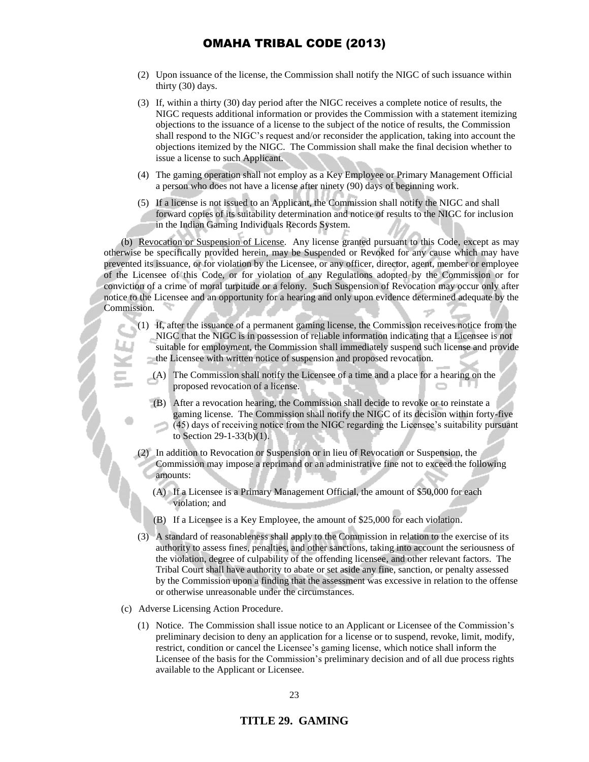(2) Upon issuance of the license, the Commission shall notify the NIGC of such issuance within thirty (30) days.

(3) If, within a thirty (30) day period after the NIGC receives a complete notice of results, the NIGC requests additional information or provides the Commission with a statement itemizing objections to the issuance of a license to the subject of the notice of results, the Commission shall respond to the NIGC's request and/or reconsider the application, taking into account the objections itemized by the NIGC. The Commission shall make the final decision whether to issue a license to such Applicant.

(4) The gaming operation shall not employ as a Key Employee or Primary Management Official a person who does not have a license after ninety (90) days of beginning work.

(5) If a license is not issued to an Applicant, the Commission shall notify the NIGC and shall forward copies of its suitability determination and notice of results to the NIGC for inclusion in the Indian Gaming Individuals Records System.

(b) Revocation or Suspension of License. Any license granted pursuant to this Code, except as may otherwise be specifically provided herein, may be Suspended or Revoked for any cause which may have prevented its issuance, or for violation by the Licensee, or any officer, director, agent, member or employee of the Licensee of this Code, or for violation of any Regulations adopted by the Commission or for conviction of a crime of moral turpitude or a felony. Such Suspension of Revocation may occur only after notice to the Licensee and an opportunity for a hearing and only upon evidence determined adequate by the Commission.

(1) If, after the issuance of a permanent gaming license, the Commission receives notice from the NIGC that the NIGC is in possession of reliable information indicating that a Licensee is not suitable for employment, the Commission shall immediately suspend such license and provide the Licensee with written notice of suspension and proposed revocation.

(A) The Commission shall notify the Licensee of a time and a place for a hearing on the proposed revocation of a license.

(B) After a revocation hearing, the Commission shall decide to revoke or to reinstate a gaming license. The Commission shall notify the NIGC of its decision within forty-five (45) days of receiving notice from the NIGC regarding the Licensee's suitability pursuant to Section 29-1-33(b)(1).

(2) In addition to Revocation or Suspension or in lieu of Revocation or Suspension, the Commission may impose a reprimand or an administrative fine not to exceed the following amounts:

(A) If a Licensee is a Primary Management Official, the amount of $50,000 for each violation; and

(B) If a Licensee is a Key Employee, the amount of $25,000 for each violation.

(3) A standard of reasonableness shall apply to the Commission in relation to the exercise of its authority to assess fines, penalties, and other sanctions, taking into account the seriousness of the violation, degree of culpability of the offending licensee, and other relevant factors. The Tribal Court shall have authority to abate or set aside any fine, sanction, or penalty assessed by the Commission upon a finding that the assessment was excessive in relation to the offense or otherwise unreasonable under the circumstances.

(c) Adverse Licensing Action Procedure.

(1) Notice. The Commission shall issue notice to an Applicant or Licensee of the Commission's preliminary decision to deny an application for a license or to suspend, revoke, limit, modify, restrict, condition or cancel the Licensee's gaming license, which notice shall inform the Licensee of the basis for the Commission's preliminary decision and of all due process rights available to the Applicant or Licensee.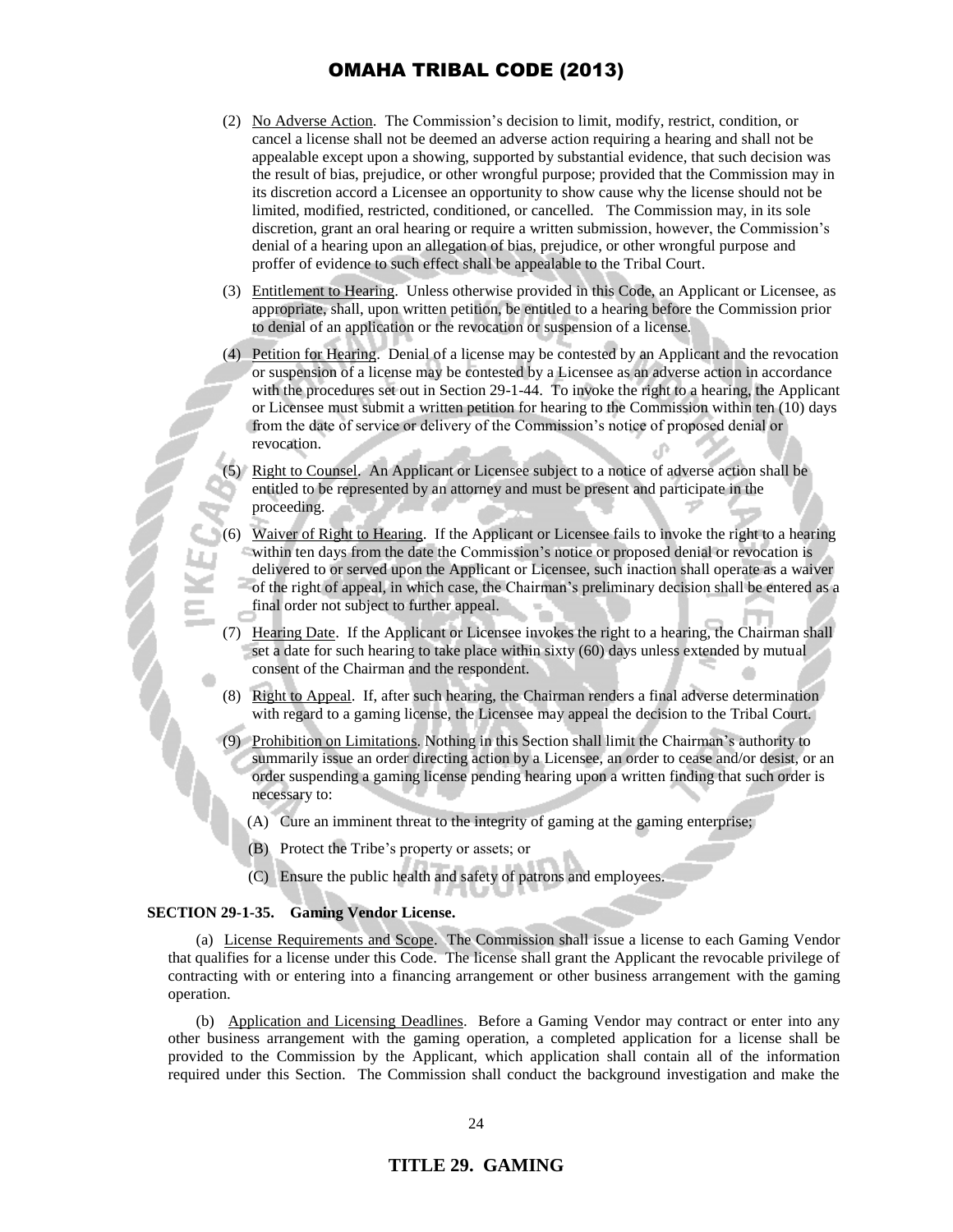(2) No Adverse Action. The Commission's decision to limit, modify, restrict, condition, or cancel a license shall not be deemed an adverse action requiring a hearing and shall not be appealable except upon a showing, supported by substantial evidence, that such decision was the result of bias, prejudice, or other wrongful purpose; provided that the Commission may in its discretion accord a Licensee an opportunity to show cause why the license should not be limited, modified, restricted, conditioned, or cancelled. The Commission may, in its sole discretion, grant an oral hearing or require a written submission, however, the Commission's denial of a hearing upon an allegation of bias, prejudice, or other wrongful purpose and proffer of evidence to such effect shall be appealable to the Tribal Court.

(3) Entitlement to Hearing. Unless otherwise provided in this Code, an Applicant or Licensee, as appropriate, shall, upon written petition, be entitled to a hearing before the Commission prior to denial of an application or the revocation or suspension of a license.

(4) Petition for Hearing. Denial of a license may be contested by an Applicant and the revocation or suspension of a license may be contested by a Licensee as an adverse action in accordance with the procedures set out in Section 29-1-44. To invoke the right to a hearing, the Applicant or Licensee must submit a written petition for hearing to the Commission within ten (10) days from the date of service or delivery of the Commission's notice of proposed denial or revocation.

(5) Right to Counsel. An Applicant or Licensee subject to a notice of adverse action shall be entitled to be represented by an attorney and must be present and participate in the proceeding.

(6) Waiver of Right to Hearing. If the Applicant or Licensee fails to invoke the right to a hearing within ten days from the date the Commission's notice or proposed denial or revocation is delivered to or served upon the Applicant or Licensee, such inaction shall operate as a waiver of the right of appeal, in which case, the Chairman's preliminary decision shall be entered as a final order not subject to further appeal.

(7) Hearing Date. If the Applicant or Licensee invokes the right to a hearing, the Chairman shall set a date for such hearing to take place within sixty (60) days unless extended by mutual consent of the Chairman and the respondent.

(8) Right to Appeal. If, after such hearing, the Chairman renders a final adverse determination with regard to a gaming license, the Licensee may appeal the decision to the Tribal Court.

(9) Prohibition on Limitations. Nothing in this Section shall limit the Chairman's authority to summarily issue an order directing action by a Licensee, an order to cease and/or desist, or an order suspending a gaming license pending hearing upon a written finding that such order is necessary to:

(A) Cure an imminent threat to the integrity of gaming at the gaming enterprise;

(B) Protect the Tribe's property or assets; or

(C) Ensure the public health and safety of patrons and employees.

**SECTION 29-1-35. Gaming Vendor License.**

(a) License Requirements and Scope. The Commission shall issue a license to each Gaming Vendor that qualifies for a license under this Code. The license shall grant the Applicant the revocable privilege of contracting with or entering into a financing arrangement or other business arrangement with the gaming operation.

(b) Application and Licensing Deadlines. Before a Gaming Vendor may contract or enter into any other business arrangement with the gaming operation, a completed application for a license shall be provided to the Commission by the Applicant, which application shall contain all of the information required under this Section. The Commission shall conduct the background investigation and make the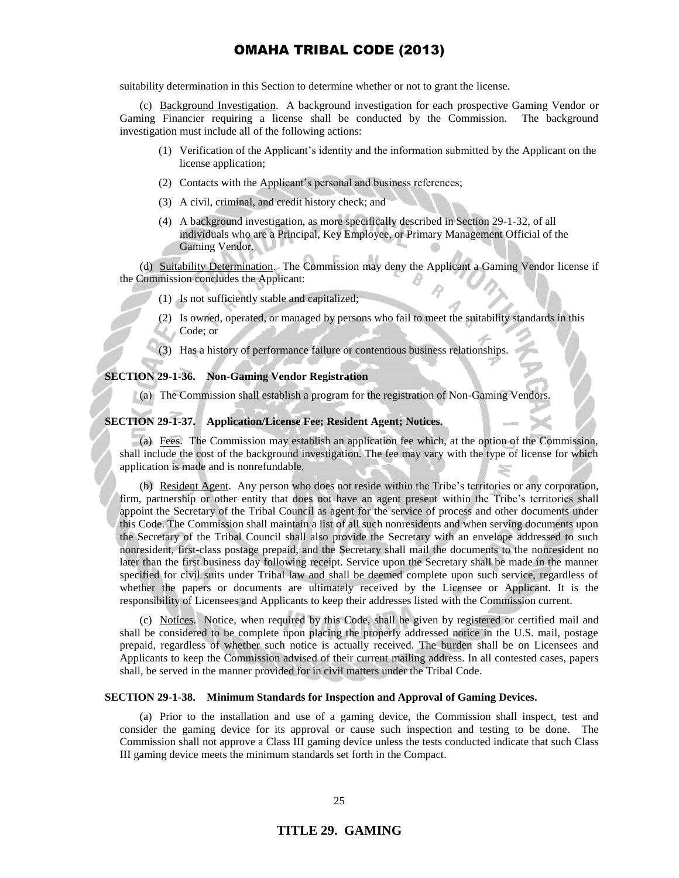suitability determination in this Section to determine whether or not to grant the license.

(c) Background Investigation. A background investigation for each prospective Gaming Vendor or Gaming Financier requiring a license shall be conducted by the Commission. The background investigation must include all of the following actions:

(1) Verification of the Applicant's identity and the information submitted by the Applicant on the license application;

(2) Contacts with the Applicant's personal and business references;

(3) A civil, criminal, and credit history check; and

(4) A background investigation, as more specifically described in Section 29-1-32, of all individuals who are a Principal, Key Employee, or Primary Management Official of the Gaming Vendor.

(d) Suitability Determination. The Commission may deny the Applicant a Gaming Vendor license if the Commission concludes the Applicant:

(1) Is not sufficiently stable and capitalized;

(2) Is owned, operated, or managed by persons who fail to meet the suitability standards in this Code; or

(3) Has a history of performance failure or contentious business relationships.

**SECTION 29-1-36. Non-Gaming Vendor Registration**

(a) The Commission shall establish a program for the registration of Non-Gaming Vendors.

**SECTION 29-1-37. Application/License Fee; Resident Agent; Notices.**

(a) Fees. The Commission may establish an application fee which, at the option of the Commission, shall include the cost of the background investigation. The fee may vary with the type of license for which application is made and is nonrefundable.

(b) Resident Agent. Any person who does not reside within the Tribe's territories or any corporation, firm, partnership or other entity that does not have an agent present within the Tribe's territories shall appoint the Secretary of the Tribal Council as agent for the service of process and other documents under this Code. The Commission shall maintain a list of all such nonresidents and when serving documents upon the Secretary of the Tribal Council shall also provide the Secretary with an envelope addressed to such nonresident, first-class postage prepaid, and the Secretary shall mail the documents to the nonresident no later than the first business day following receipt. Service upon the Secretary shall be made in the manner specified for civil suits under Tribal law and shall be deemed complete upon such service, regardless of whether the papers or documents are ultimately received by the Licensee or Applicant. It is the responsibility of Licensees and Applicants to keep their addresses listed with the Commission current.

(c) Notices. Notice, when required by this Code, shall be given by registered or certified mail and shall be considered to be complete upon placing the properly addressed notice in the U.S. mail, postage prepaid, regardless of whether such notice is actually received. The burden shall be on Licensees and Applicants to keep the Commission advised of their current mailing address. In all contested cases, papers shall, be served in the manner provided for in civil matters under the Tribal Code.

**SECTION 29-1-38. Minimum Standards for Inspection and Approval of Gaming Devices.**

(a) Prior to the installation and use of a gaming device, the Commission shall inspect, test and consider the gaming device for its approval or cause such inspection and testing to be done. The Commission shall not approve a Class III gaming device unless the tests conducted indicate that such Class III gaming device meets the minimum standards set forth in the Compact.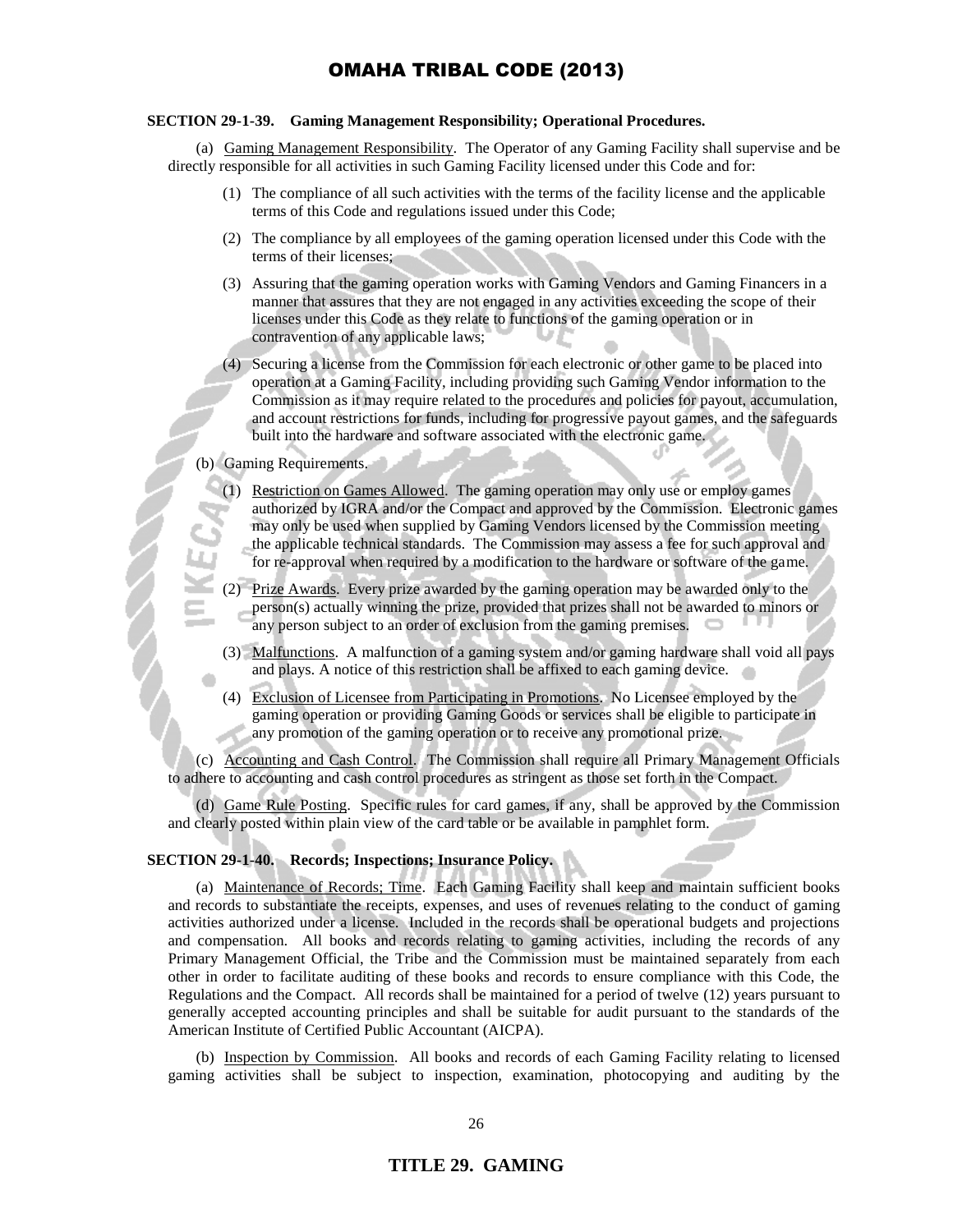### SECTION 29-1-39. Gaming Management Responsibility; Operational Procedures.

(a) Gaming Management Responsibility. The Operator of any Gaming Facility shall supervise and be directly responsible for all activities in such Gaming Facility licensed under this Code and for:

(1) The compliance of all such activities with the terms of the facility license and the applicable terms of this Code and regulations issued under this Code;

(2) The compliance by all employees of the gaming operation licensed under this Code with the terms of their licenses;

(3) Assuring that the gaming operation works with Gaming Vendors and Gaming Financers in a manner that assures that they are not engaged in any activities exceeding the scope of their licenses under this Code as they relate to functions of the gaming operation or in contravention of any applicable laws;

(4) Securing a license from the Commission for each electronic or other game to be placed into operation at a Gaming Facility, including providing such Gaming Vendor information to the Commission as it may require related to the procedures and policies for payout, accumulation, and account restrictions for funds, including for progressive payout games, and the safeguards built into the hardware and software associated with the electronic game.

(b) Gaming Requirements.

(1) Restriction on Games Allowed. The gaming operation may only use or employ games authorized by IGRA and/or the Compact and approved by the Commission. Electronic games may only be used when supplied by Gaming Vendors licensed by the Commission meeting the applicable technical standards. The Commission may assess a fee for such approval and for re-approval when required by a modification to the hardware or software of the game.

(2) Prize Awards. Every prize awarded by the gaming operation may be awarded only to the person(s) actually winning the prize, provided that prizes shall not be awarded to minors or any person subject to an order of exclusion from the gaming premises.

(3) Malfunctions. A malfunction of a gaming system and/or gaming hardware shall void all pays and plays. A notice of this restriction shall be affixed to each gaming device.

(4) Exclusion of Licensee from Participating in Promotions. No Licensee employed by the gaming operation or providing Gaming Goods or services shall be eligible to participate in any promotion of the gaming operation or to receive any promotional prize.

(c) Accounting and Cash Control. The Commission shall require all Primary Management Officials to adhere to accounting and cash control procedures as stringent as those set forth in the Compact.

(d) Game Rule Posting. Specific rules for card games, if any, shall be approved by the Commission and clearly posted within plain view of the card table or be available in pamphlet form.

### SECTION 29-1-40. Records; Inspections; Insurance Policy.

(a) Maintenance of Records; Time. Each Gaming Facility shall keep and maintain sufficient books and records to substantiate the receipts, expenses, and uses of revenues relating to the conduct of gaming activities authorized under a license. Included in the records shall be operational budgets and projections and compensation. All books and records relating to gaming activities, including the records of any Primary Management Official, the Tribe and the Commission must be maintained separately from each other in order to facilitate auditing of these books and records to ensure compliance with this Code, the Regulations and the Compact. All records shall be maintained for a period of twelve (12) years pursuant to generally accepted accounting principles and shall be suitable for audit pursuant to the standards of the American Institute of Certified Public Accountant (AICPA).

(b) Inspection by Commission. All books and records of each Gaming Facility relating to licensed gaming activities shall be subject to inspection, examination, photocopying and auditing by the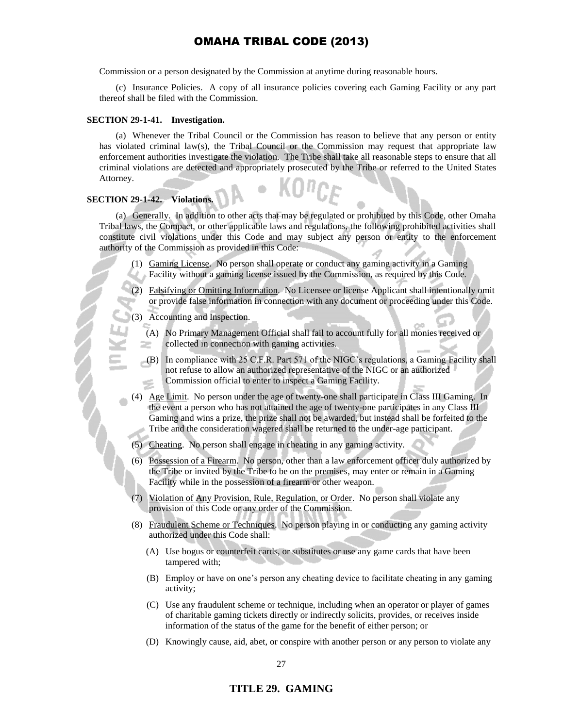Commission or a person designated by the Commission at anytime during reasonable hours.

(c) Insurance Policies. A copy of all insurance policies covering each Gaming Facility or any part thereof shall be filed with the Commission.

**SECTION 29-1-41. Investigation.**

(a) Whenever the Tribal Council or the Commission has reason to believe that any person or entity has violated criminal law(s), the Tribal Council or the Commission may request that appropriate law enforcement authorities investigate the violation. The Tribe shall take all reasonable steps to ensure that all criminal violations are detected and appropriately prosecuted by the Tribe or referred to the United States Attorney.

**SECTION 29-1-42. Violations.**

(a) Generally. In addition to other acts that may be regulated or prohibited by this Code, other Omaha Tribal laws, the Compact, or other applicable laws and regulations, the following prohibited activities shall constitute civil violations under this Code and may subject any person or entity to the enforcement authority of the Commission as provided in this Code:

(1) Gaming License. No person shall operate or conduct any gaming activity in a Gaming Facility without a gaming license issued by the Commission, as required by this Code.

(2) Falsifying or Omitting Information. No Licensee or license Applicant shall intentionally omit or provide false information in connection with any document or proceeding under this Code.

(3) Accounting and Inspection.

(A) No Primary Management Official shall fail to account fully for all monies received or collected in connection with gaming activities.

(B) In compliance with 25 C.F.R. Part 571 of the NIGC's regulations, a Gaming Facility shall not refuse to allow an authorized representative of the NIGC or an authorized Commission official to enter to inspect a Gaming Facility.

(4) Age Limit. No person under the age of twenty-one shall participate in Class III Gaming. In the event a person who has not attained the age of twenty-one participates in any Class III Gaming and wins a prize, the prize shall not be awarded, but instead shall be forfeited to the Tribe and the consideration wagered shall be returned to the under-age participant.

(5) Cheating. No person shall engage in cheating in any gaming activity.

(6) Possession of a Firearm. No person, other than a law enforcement officer duly authorized by the Tribe or invited by the Tribe to be on the premises, may enter or remain in a Gaming Facility while in the possession of a firearm or other weapon.

(7) Violation of Any Provision, Rule, Regulation, or Order. No person shall violate any provision of this Code or any order of the Commission.

(8) Fraudulent Scheme or Techniques. No person playing in or conducting any gaming activity authorized under this Code shall:

(A) Use bogus or counterfeit cards, or substitutes or use any game cards that have been tampered with;

(B) Employ or have on one's person any cheating device to facilitate cheating in any gaming activity;

(C) Use any fraudulent scheme or technique, including when an operator or player of games of charitable gaming tickets directly or indirectly solicits, provides, or receives inside information of the status of the game for the benefit of either person; or

(D) Knowingly cause, aid, abet, or conspire with another person or any person to violate any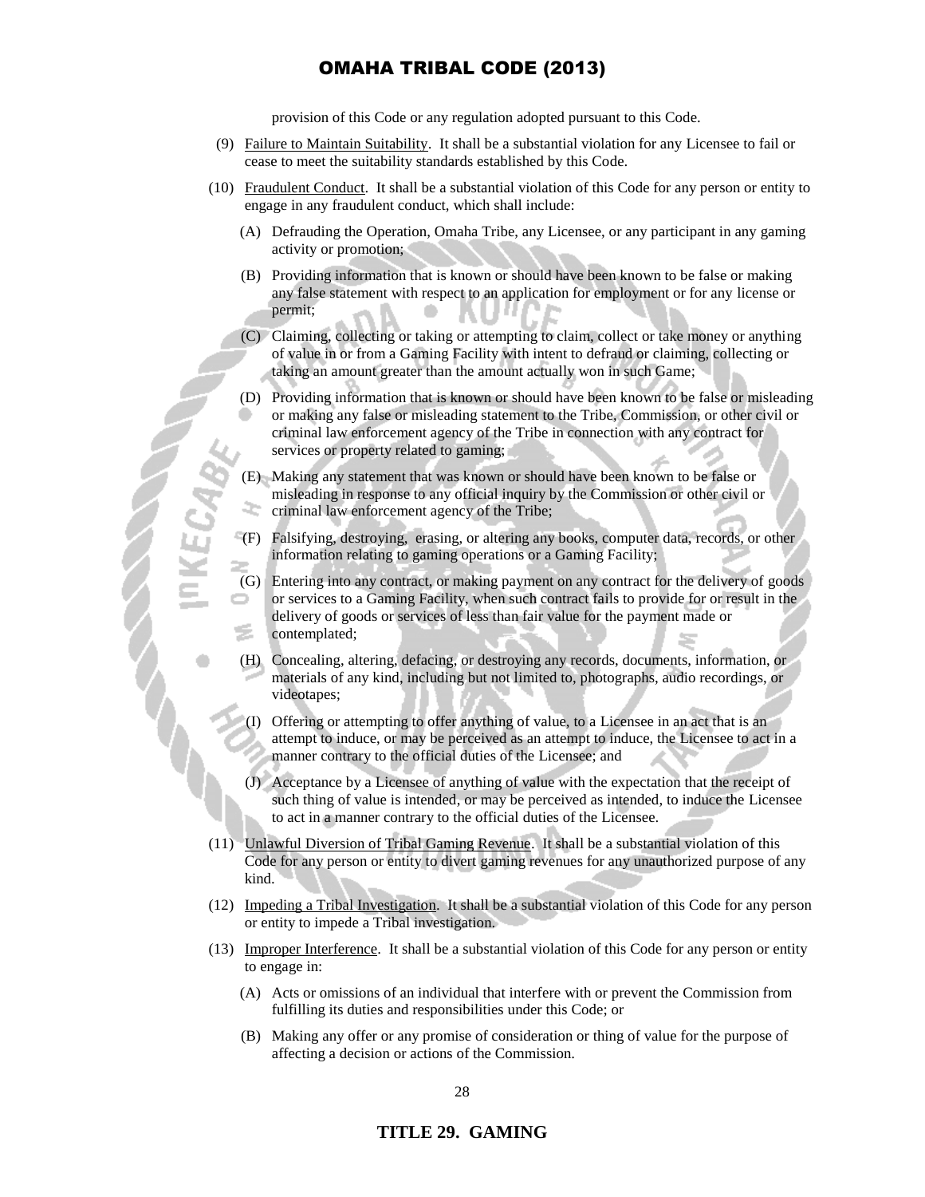provision of this Code or any regulation adopted pursuant to this Code.

(9) Failure to Maintain Suitability. It shall be a substantial violation for any Licensee to fail or cease to meet the suitability standards established by this Code.

(10) Fraudulent Conduct. It shall be a substantial violation of this Code for any person or entity to engage in any fraudulent conduct, which shall include:

(A) Defrauding the Operation, Omaha Tribe, any Licensee, or any participant in any gaming activity or promotion;

(B) Providing information that is known or should have been known to be false or making any false statement with respect to an application for employment or for any license or permit;

(C) Claiming, collecting or taking or attempting to claim, collect or take money or anything of value in or from a Gaming Facility with intent to defraud or claiming, collecting or taking an amount greater than the amount actually won in such Game;

(D) Providing information that is known or should have been known to be false or misleading or making any false or misleading statement to the Tribe, Commission, or other civil or criminal law enforcement agency of the Tribe in connection with any contract for services or property related to gaming;

(E) Making any statement that was known or should have been known to be false or misleading in response to any official inquiry by the Commission or other civil or criminal law enforcement agency of the Tribe;

(F) Falsifying, destroying, erasing, or altering any books, computer data, records, or other information relating to gaming operations or a Gaming Facility;

(G) Entering into any contract, or making payment on any contract for the delivery of goods or services to a Gaming Facility, when such contract fails to provide for or result in the delivery of goods or services of less than fair value for the payment made or contemplated;

(H) Concealing, altering, defacing, or destroying any records, documents, information, or materials of any kind, including but not limited to, photographs, audio recordings, or videotapes;

(I) Offering or attempting to offer anything of value, to a Licensee in an act that is an attempt to induce, or may be perceived as an attempt to induce, the Licensee to act in a manner contrary to the official duties of the Licensee; and

(J) Acceptance by a Licensee of anything of value with the expectation that the receipt of such thing of value is intended, or may be perceived as intended, to induce the Licensee to act in a manner contrary to the official duties of the Licensee.

(11) Unlawful Diversion of Tribal Gaming Revenue. It shall be a substantial violation of this Code for any person or entity to divert gaming revenues for any unauthorized purpose of any kind.

(12) Impeding a Tribal Investigation. It shall be a substantial violation of this Code for any person or entity to impede a Tribal investigation.

(13) Improper Interference. It shall be a substantial violation of this Code for any person or entity to engage in:

(A) Acts or omissions of an individual that interfere with or prevent the Commission from fulfilling its duties and responsibilities under this Code; or

(B) Making any offer or any promise of consideration or thing of value for the purpose of affecting a decision or actions of the Commission.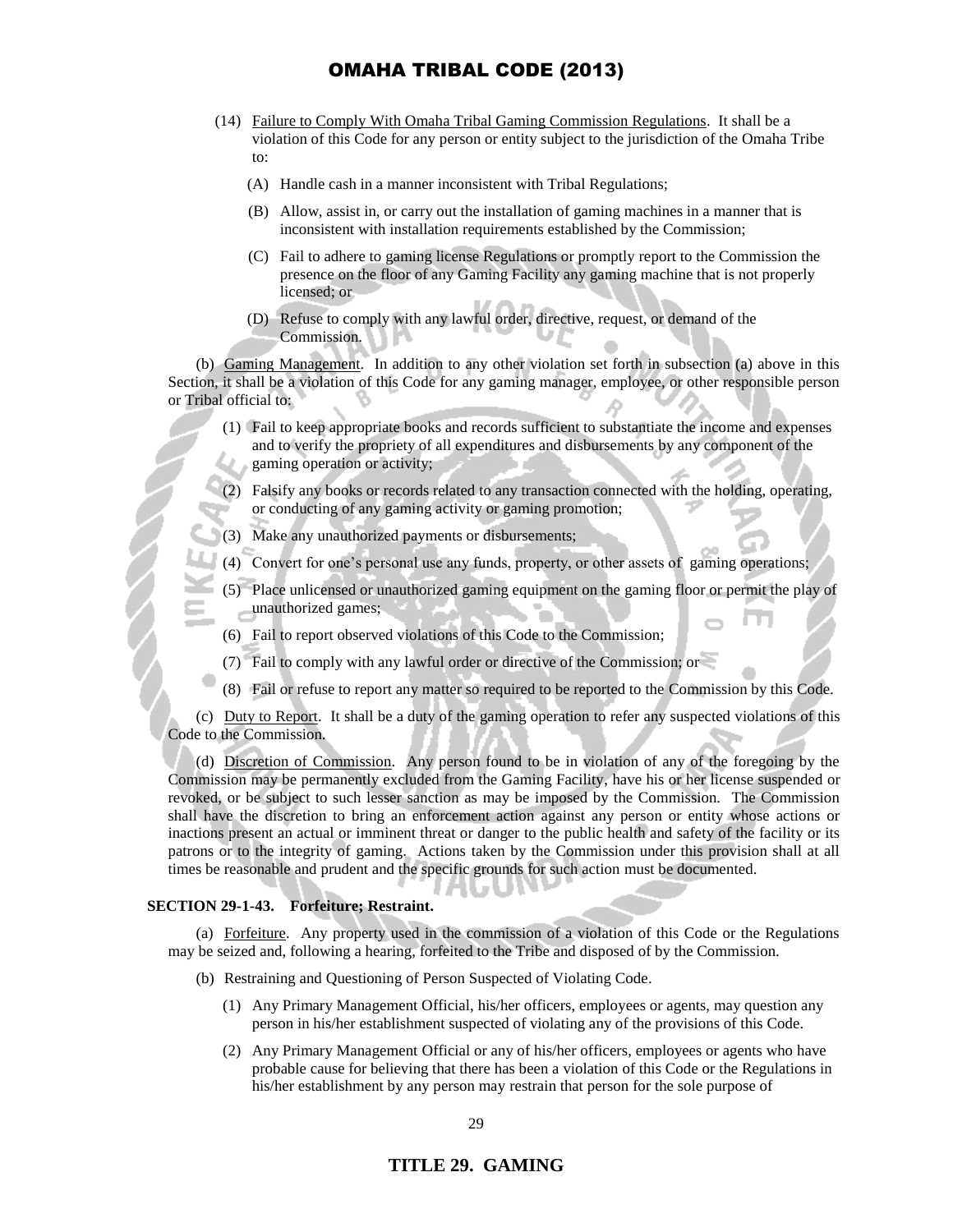(14) Failure to Comply With Omaha Tribal Gaming Commission Regulations. It shall be a violation of this Code for any person or entity subject to the jurisdiction of the Omaha Tribe to:

(A) Handle cash in a manner inconsistent with Tribal Regulations;

(B) Allow, assist in, or carry out the installation of gaming machines in a manner that is inconsistent with installation requirements established by the Commission;

(C) Fail to adhere to gaming license Regulations or promptly report to the Commission the presence on the floor of any Gaming Facility any gaming machine that is not properly licensed; or

(D) Refuse to comply with any lawful order, directive, request, or demand of the Commission.

(b) Gaming Management. In addition to any other violation set forth in subsection (a) above in this Section, it shall be a violation of this Code for any gaming manager, employee, or other responsible person or Tribal official to:

(1) Fail to keep appropriate books and records sufficient to substantiate the income and expenses and to verify the propriety of all expenditures and disbursements by any component of the gaming operation or activity;

(2) Falsify any books or records related to any transaction connected with the holding, operating, or conducting of any gaming activity or gaming promotion;

(3) Make any unauthorized payments or disbursements;

(4) Convert for one's personal use any funds, property, or other assets of gaming operations;

(5) Place unlicensed or unauthorized gaming equipment on the gaming floor or permit the play of unauthorized games;

(6) Fail to report observed violations of this Code to the Commission;

(7) Fail to comply with any lawful order or directive of the Commission; or

(8) Fail or refuse to report any matter so required to be reported to the Commission by this Code.

(c) Duty to Report. It shall be a duty of the gaming operation to refer any suspected violations of this Code to the Commission.

(d) Discretion of Commission. Any person found to be in violation of any of the foregoing by the Commission may be permanently excluded from the Gaming Facility, have his or her license suspended or revoked, or be subject to such lesser sanction as may be imposed by the Commission. The Commission shall have the discretion to bring an enforcement action against any person or entity whose actions or inactions present an actual or imminent threat or danger to the public health and safety of the facility or its patrons or to the integrity of gaming. Actions taken by the Commission under this provision shall at all times be reasonable and prudent and the specific grounds for such action must be documented.

**SECTION 29-1-43. Forfeiture; Restraint.**

(a) Forfeiture. Any property used in the commission of a violation of this Code or the Regulations may be seized and, following a hearing, forfeited to the Tribe and disposed of by the Commission.

(b) Restraining and Questioning of Person Suspected of Violating Code.

(1) Any Primary Management Official, his/her officers, employees or agents, may question any person in his/her establishment suspected of violating any of the provisions of this Code.

(2) Any Primary Management Official or any of his/her officers, employees or agents who have probable cause for believing that there has been a violation of this Code or the Regulations in his/her establishment by any person may restrain that person for the sole purpose of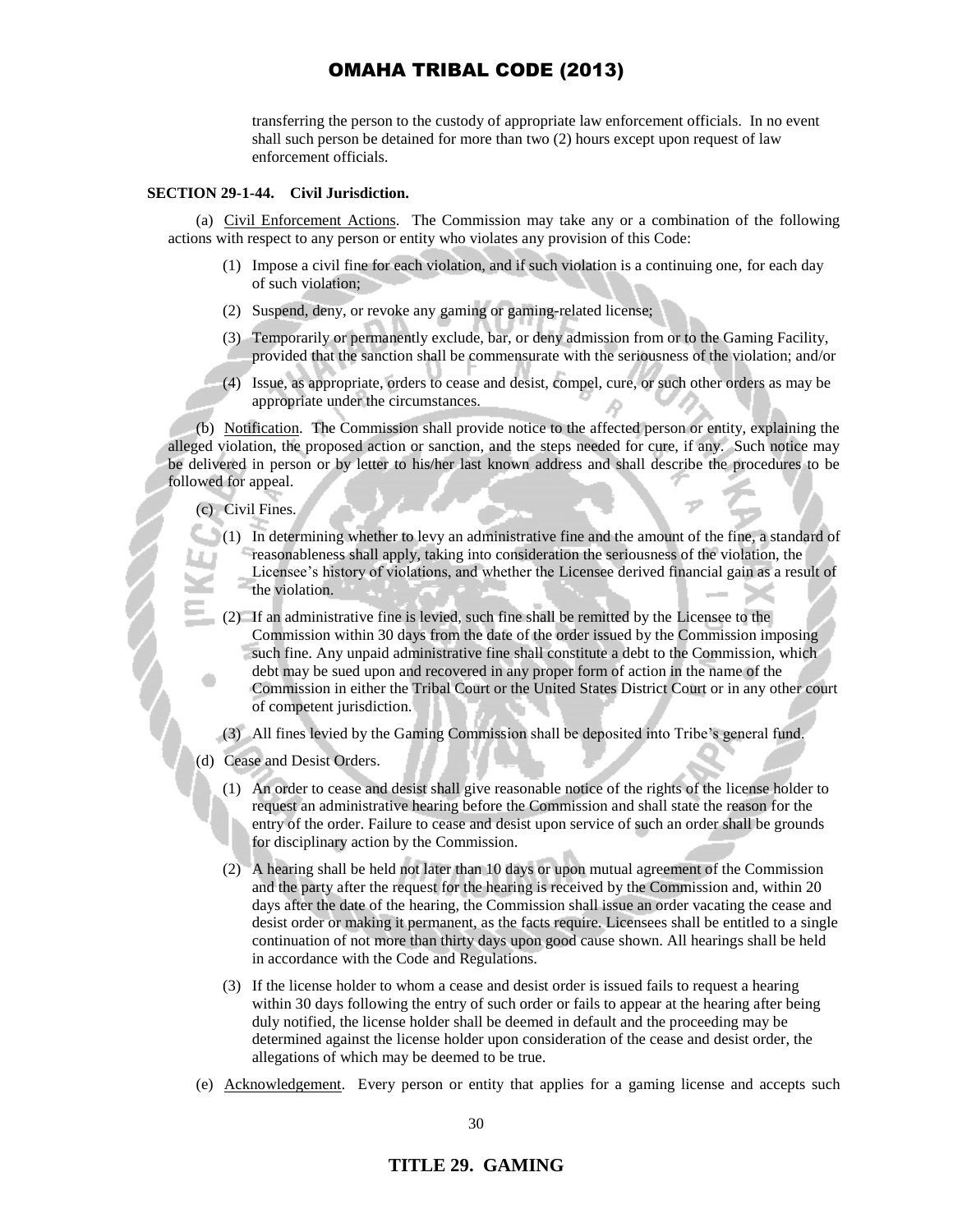transferring the person to the custody of appropriate law enforcement officials. In no event shall such person be detained for more than two (2) hours except upon request of law enforcement officials.

**SECTION 29-1-44. Civil Jurisdiction.**

(a) Civil Enforcement Actions. The Commission may take any or a combination of the following actions with respect to any person or entity who violates any provision of this Code:

(1) Impose a civil fine for each violation, and if such violation is a continuing one, for each day of such violation;

(2) Suspend, deny, or revoke any gaming or gaming-related license;

(3) Temporarily or permanently exclude, bar, or deny admission from or to the Gaming Facility, provided that the sanction shall be commensurate with the seriousness of the violation; and/or

(4) Issue, as appropriate, orders to cease and desist, compel, cure, or such other orders as may be appropriate under the circumstances.

(b) Notification. The Commission shall provide notice to the affected person or entity, explaining the alleged violation, the proposed action or sanction, and the steps needed for cure, if any. Such notice may be delivered in person or by letter to his/her last known address and shall describe the procedures to be followed for appeal.

(c) Civil Fines.

(1) In determining whether to levy an administrative fine and the amount of the fine, a standard of reasonableness shall apply, taking into consideration the seriousness of the violation, the Licensee's history of violations, and whether the Licensee derived financial gain as a result of the violation.

(2) If an administrative fine is levied, such fine shall be remitted by the Licensee to the Commission within 30 days from the date of the order issued by the Commission imposing such fine. Any unpaid administrative fine shall constitute a debt to the Commission, which debt may be sued upon and recovered in any proper form of action in the name of the Commission in either the Tribal Court or the United States District Court or in any other court of competent jurisdiction.

(3) All fines levied by the Gaming Commission shall be deposited into Tribe's general fund.

(d) Cease and Desist Orders.

(1) An order to cease and desist shall give reasonable notice of the rights of the license holder to request an administrative hearing before the Commission and shall state the reason for the entry of the order. Failure to cease and desist upon service of such an order shall be grounds for disciplinary action by the Commission.

(2) A hearing shall be held not later than 10 days or upon mutual agreement of the Commission and the party after the request for the hearing is received by the Commission and, within 20 days after the date of the hearing, the Commission shall issue an order vacating the cease and desist order or making it permanent, as the facts require. Licensees shall be entitled to a single continuation of not more than thirty days upon good cause shown. All hearings shall be held in accordance with the Code and Regulations.

(3) If the license holder to whom a cease and desist order is issued fails to request a hearing within 30 days following the entry of such order or fails to appear at the hearing after being duly notified, the license holder shall be deemed in default and the proceeding may be determined against the license holder upon consideration of the cease and desist order, the allegations of which may be deemed to be true.

(e) Acknowledgement. Every person or entity that applies for a gaming license and accepts such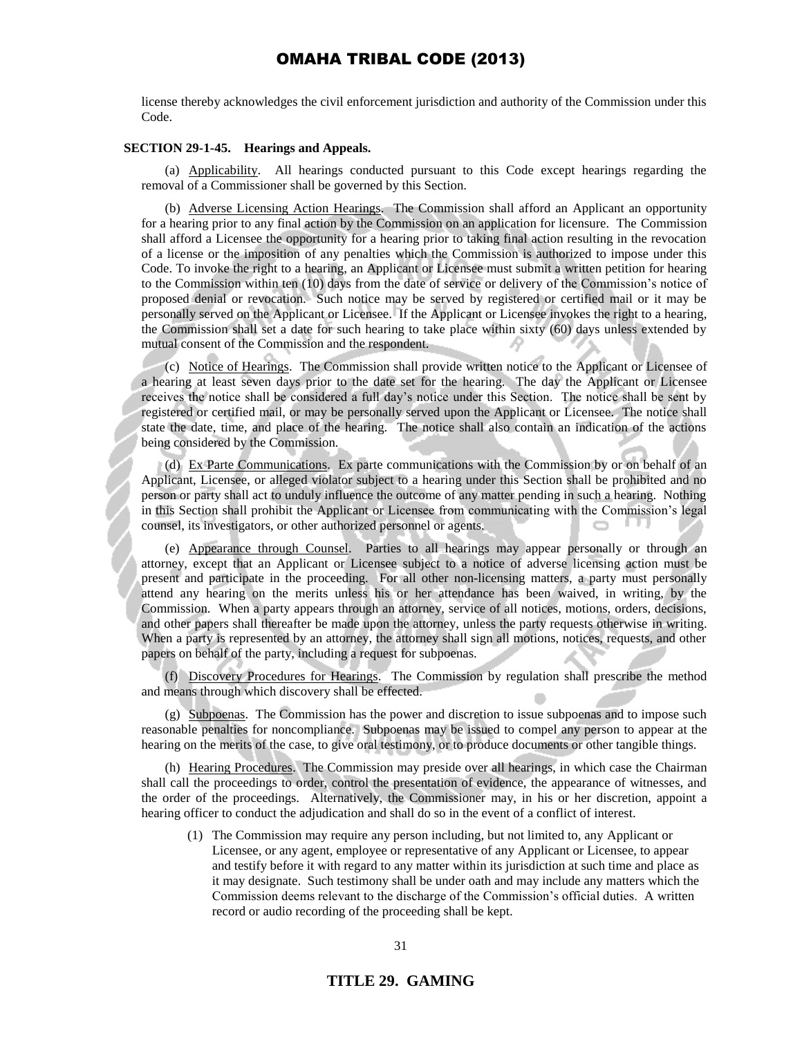license thereby acknowledges the civil enforcement jurisdiction and authority of the Commission under this Code.

**SECTION 29-1-45. Hearings and Appeals.**

(a) Applicability. All hearings conducted pursuant to this Code except hearings regarding the removal of a Commissioner shall be governed by this Section.

(b) Adverse Licensing Action Hearings. The Commission shall afford an Applicant an opportunity for a hearing prior to any final action by the Commission on an application for licensure. The Commission shall afford a Licensee the opportunity for a hearing prior to taking final action resulting in the revocation of a license or the imposition of any penalties which the Commission is authorized to impose under this Code. To invoke the right to a hearing, an Applicant or Licensee must submit a written petition for hearing to the Commission within ten (10) days from the date of service or delivery of the Commission's notice of proposed denial or revocation. Such notice may be served by registered or certified mail or it may be personally served on the Applicant or Licensee. If the Applicant or Licensee invokes the right to a hearing, the Commission shall set a date for such hearing to take place within sixty (60) days unless extended by mutual consent of the Commission and the respondent.

(c) Notice of Hearings. The Commission shall provide written notice to the Applicant or Licensee of a hearing at least seven days prior to the date set for the hearing. The day the Applicant or Licensee receives the notice shall be considered a full day's notice under this Section. The notice shall be sent by registered or certified mail, or may be personally served upon the Applicant or Licensee. The notice shall state the date, time, and place of the hearing. The notice shall also contain an indication of the actions being considered by the Commission.

(d) Ex Parte Communications. Ex parte communications with the Commission by or on behalf of an Applicant, Licensee, or alleged violator subject to a hearing under this Section shall be prohibited and no person or party shall act to unduly influence the outcome of any matter pending in such a hearing. Nothing in this Section shall prohibit the Applicant or Licensee from communicating with the Commission's legal counsel, its investigators, or other authorized personnel or agents.

(e) Appearance through Counsel. Parties to all hearings may appear personally or through an attorney, except that an Applicant or Licensee subject to a notice of adverse licensing action must be present and participate in the proceeding. For all other non-licensing matters, a party must personally attend any hearing on the merits unless his or her attendance has been waived, in writing, by the Commission. When a party appears through an attorney, service of all notices, motions, orders, decisions, and other papers shall thereafter be made upon the attorney, unless the party requests otherwise in writing. When a party is represented by an attorney, the attorney shall sign all motions, notices, requests, and other papers on behalf of the party, including a request for subpoenas.

(f) Discovery Procedures for Hearings. The Commission by regulation shall prescribe the method and means through which discovery shall be effected.

(g) Subpoenas. The Commission has the power and discretion to issue subpoenas and to impose such reasonable penalties for noncompliance. Subpoenas may be issued to compel any person to appear at the hearing on the merits of the case, to give oral testimony, or to produce documents or other tangible things.

(h) Hearing Procedures. The Commission may preside over all hearings, in which case the Chairman shall call the proceedings to order, control the presentation of evidence, the appearance of witnesses, and the order of the proceedings. Alternatively, the Commissioner may, in his or her discretion, appoint a hearing officer to conduct the adjudication and shall do so in the event of a conflict of interest.

(1) The Commission may require any person including, but not limited to, any Applicant or Licensee, or any agent, employee or representative of any Applicant or Licensee, to appear and testify before it with regard to any matter within its jurisdiction at such time and place as it may designate. Such testimony shall be under oath and may include any matters which the Commission deems relevant to the discharge of the Commission's official duties. A written record or audio recording of the proceeding shall be kept.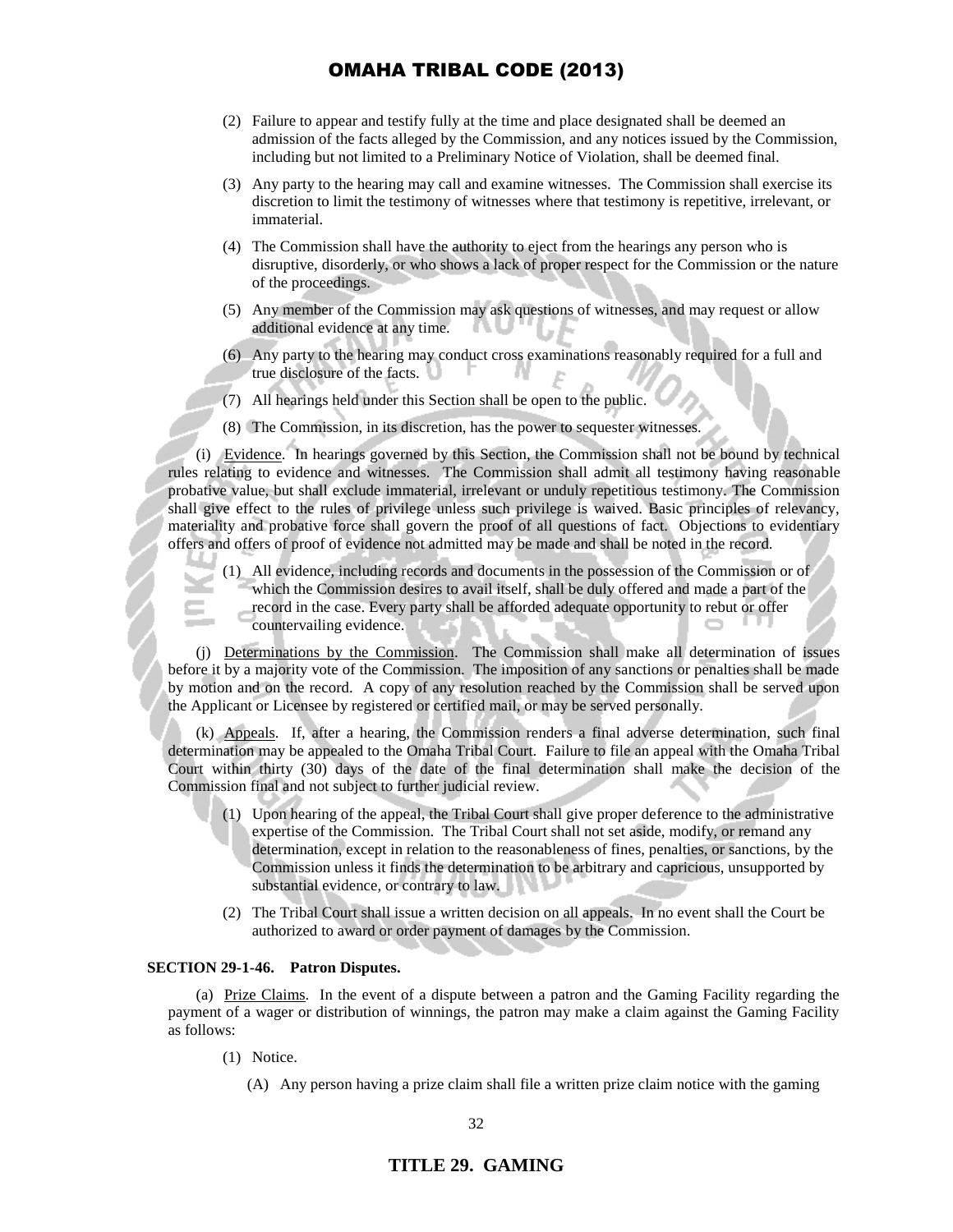(2) Failure to appear and testify fully at the time and place designated shall be deemed an admission of the facts alleged by the Commission, and any notices issued by the Commission, including but not limited to a Preliminary Notice of Violation, shall be deemed final.

(3) Any party to the hearing may call and examine witnesses. The Commission shall exercise its discretion to limit the testimony of witnesses where that testimony is repetitive, irrelevant, or immaterial.

(4) The Commission shall have the authority to eject from the hearings any person who is disruptive, disorderly, or who shows a lack of proper respect for the Commission or the nature of the proceedings.

(5) Any member of the Commission may ask questions of witnesses, and may request or allow additional evidence at any time.

(6) Any party to the hearing may conduct cross examinations reasonably required for a full and true disclosure of the facts.

(7) All hearings held under this Section shall be open to the public.

(8) The Commission, in its discretion, has the power to sequester witnesses.

(i) Evidence. In hearings governed by this Section, the Commission shall not be bound by technical rules relating to evidence and witnesses. The Commission shall admit all testimony having reasonable probative value, but shall exclude immaterial, irrelevant or unduly repetitious testimony. The Commission shall give effect to the rules of privilege unless such privilege is waived. Basic principles of relevancy, materiality and probative force shall govern the proof of all questions of fact. Objections to evidentiary offers and offers of proof of evidence not admitted may be made and shall be noted in the record.

(1) All evidence, including records and documents in the possession of the Commission or of which the Commission desires to avail itself, shall be duly offered and made a part of the record in the case. Every party shall be afforded adequate opportunity to rebut or offer countervailing evidence.

(j) Determinations by the Commission. The Commission shall make all determination of issues before it by a majority vote of the Commission. The imposition of any sanctions or penalties shall be made by motion and on the record. A copy of any resolution reached by the Commission shall be served upon the Applicant or Licensee by registered or certified mail, or may be served personally.

(k) Appeals. If, after a hearing, the Commission renders a final adverse determination, such final determination may be appealed to the Omaha Tribal Court. Failure to file an appeal with the Omaha Tribal Court within thirty (30) days of the date of the final determination shall make the decision of the Commission final and not subject to further judicial review.

(1) Upon hearing of the appeal, the Tribal Court shall give proper deference to the administrative expertise of the Commission. The Tribal Court shall not set aside, modify, or remand any determination, except in relation to the reasonableness of fines, penalties, or sanctions, by the Commission unless it finds the determination to be arbitrary and capricious, unsupported by substantial evidence, or contrary to law.

(2) The Tribal Court shall issue a written decision on all appeals. In no event shall the Court be authorized to award or order payment of damages by the Commission.

**SECTION 29-1-46. Patron Disputes.**

(a) Prize Claims. In the event of a dispute between a patron and the Gaming Facility regarding the payment of a wager or distribution of winnings, the patron may make a claim against the Gaming Facility as follows:

(1) Notice.

(A) Any person having a prize claim shall file a written prize claim notice with the gaming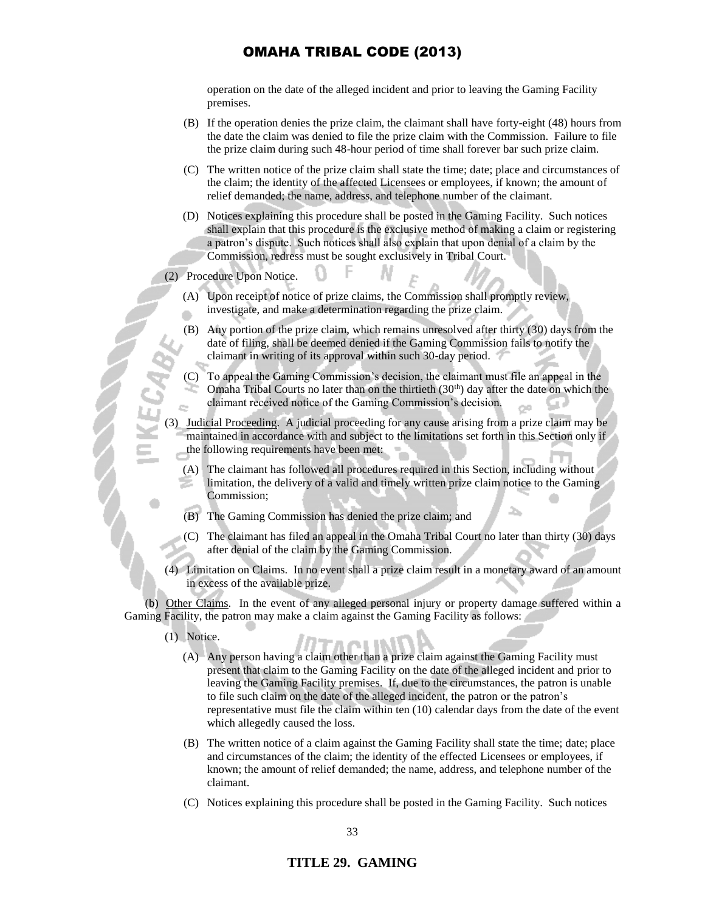operation on the date of the alleged incident and prior to leaving the Gaming Facility premises.

(B) If the operation denies the prize claim, the claimant shall have forty-eight (48) hours from the date the claim was denied to file the prize claim with the Commission. Failure to file the prize claim during such 48-hour period of time shall forever bar such prize claim.

(C) The written notice of the prize claim shall state the time; date; place and circumstances of the claim; the identity of the affected Licensees or employees, if known; the amount of relief demanded; the name, address, and telephone number of the claimant.

(D) Notices explaining this procedure shall be posted in the Gaming Facility. Such notices shall explain that this procedure is the exclusive method of making a claim or registering a patron's dispute. Such notices shall also explain that upon denial of a claim by the Commission, redress must be sought exclusively in Tribal Court.

(2) Procedure Upon Notice.

(A) Upon receipt of notice of prize claims, the Commission shall promptly review, investigate, and make a determination regarding the prize claim.

(B) Any portion of the prize claim, which remains unresolved after thirty (30) days from the date of filing, shall be deemed denied if the Gaming Commission fails to notify the claimant in writing of its approval within such 30-day period.

(C) To appeal the Gaming Commission's decision, the claimant must file an appeal in the Omaha Tribal Courts no later than on the thirtieth (30th) day after the date on which the claimant received notice of the Gaming Commission's decision.

(3) Judicial Proceeding. A judicial proceeding for any cause arising from a prize claim may be maintained in accordance with and subject to the limitations set forth in this Section only if the following requirements have been met:

(A) The claimant has followed all procedures required in this Section, including without limitation, the delivery of a valid and timely written prize claim notice to the Gaming Commission;

(B) The Gaming Commission has denied the prize claim; and

(C) The claimant has filed an appeal in the Omaha Tribal Court no later than thirty (30) days after denial of the claim by the Gaming Commission.

(4) Limitation on Claims. In no event shall a prize claim result in a monetary award of an amount in excess of the available prize.

(b) Other Claims. In the event of any alleged personal injury or property damage suffered within a Gaming Facility, the patron may make a claim against the Gaming Facility as follows:

(1) Notice.

(A) Any person having a claim other than a prize claim against the Gaming Facility must present that claim to the Gaming Facility on the date of the alleged incident and prior to leaving the Gaming Facility premises. If, due to the circumstances, the patron is unable to file such claim on the date of the alleged incident, the patron or the patron's representative must file the claim within ten (10) calendar days from the date of the event which allegedly caused the loss.

(B) The written notice of a claim against the Gaming Facility shall state the time; date; place and circumstances of the claim; the identity of the effected Licensees or employees, if known; the amount of relief demanded; the name, address, and telephone number of the claimant.

(C) Notices explaining this procedure shall be posted in the Gaming Facility. Such notices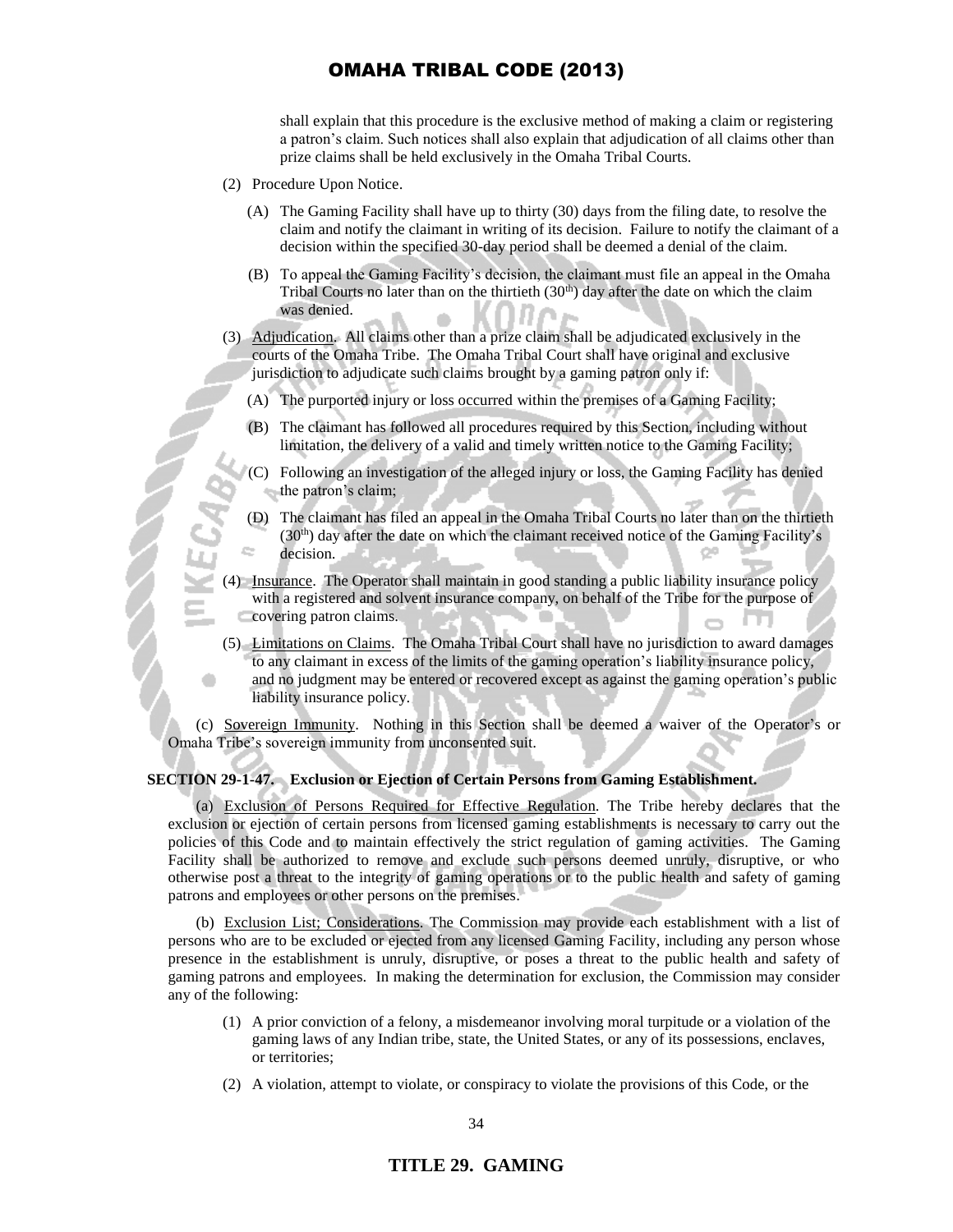shall explain that this procedure is the exclusive method of making a claim or registering a patron's claim. Such notices shall also explain that adjudication of all claims other than prize claims shall be held exclusively in the Omaha Tribal Courts.

(2) Procedure Upon Notice.

(A) The Gaming Facility shall have up to thirty (30) days from the filing date, to resolve the claim and notify the claimant in writing of its decision. Failure to notify the claimant of a decision within the specified 30-day period shall be deemed a denial of the claim.

(B) To appeal the Gaming Facility's decision, the claimant must file an appeal in the Omaha Tribal Courts no later than on the thirtieth (30th) day after the date on which the claim was denied.

(3) Adjudication. All claims other than a prize claim shall be adjudicated exclusively in the courts of the Omaha Tribe. The Omaha Tribal Court shall have original and exclusive jurisdiction to adjudicate such claims brought by a gaming patron only if:

(A) The purported injury or loss occurred within the premises of a Gaming Facility;

(B) The claimant has followed all procedures required by this Section, including without limitation, the delivery of a valid and timely written notice to the Gaming Facility;

(C) Following an investigation of the alleged injury or loss, the Gaming Facility has denied the patron's claim;

(D) The claimant has filed an appeal in the Omaha Tribal Courts no later than on the thirtieth (30th) day after the date on which the claimant received notice of the Gaming Facility's decision.

(4) Insurance. The Operator shall maintain in good standing a public liability insurance policy with a registered and solvent insurance company, on behalf of the Tribe for the purpose of covering patron claims.

(5) Limitations on Claims. The Omaha Tribal Court shall have no jurisdiction to award damages to any claimant in excess of the limits of the gaming operation's liability insurance policy, and no judgment may be entered or recovered except as against the gaming operation's public liability insurance policy.

(c) Sovereign Immunity. Nothing in this Section shall be deemed a waiver of the Operator's or Omaha Tribe's sovereign immunity from unconsented suit.

**SECTION 29-1-47. Exclusion or Ejection of Certain Persons from Gaming Establishment.**

(a) Exclusion of Persons Required for Effective Regulation. The Tribe hereby declares that the exclusion or ejection of certain persons from licensed gaming establishments is necessary to carry out the policies of this Code and to maintain effectively the strict regulation of gaming activities. The Gaming Facility shall be authorized to remove and exclude such persons deemed unruly, disruptive, or who otherwise post a threat to the integrity of gaming operations or to the public health and safety of gaming patrons and employees or other persons on the premises.

(b) Exclusion List; Considerations. The Commission may provide each establishment with a list of persons who are to be excluded or ejected from any licensed Gaming Facility, including any person whose presence in the establishment is unruly, disruptive, or poses a threat to the public health and safety of gaming patrons and employees. In making the determination for exclusion, the Commission may consider any of the following:

(1) A prior conviction of a felony, a misdemeanor involving moral turpitude or a violation of the gaming laws of any Indian tribe, state, the United States, or any of its possessions, enclaves, or territories;

(2) A violation, attempt to violate, or conspiracy to violate the provisions of this Code, or the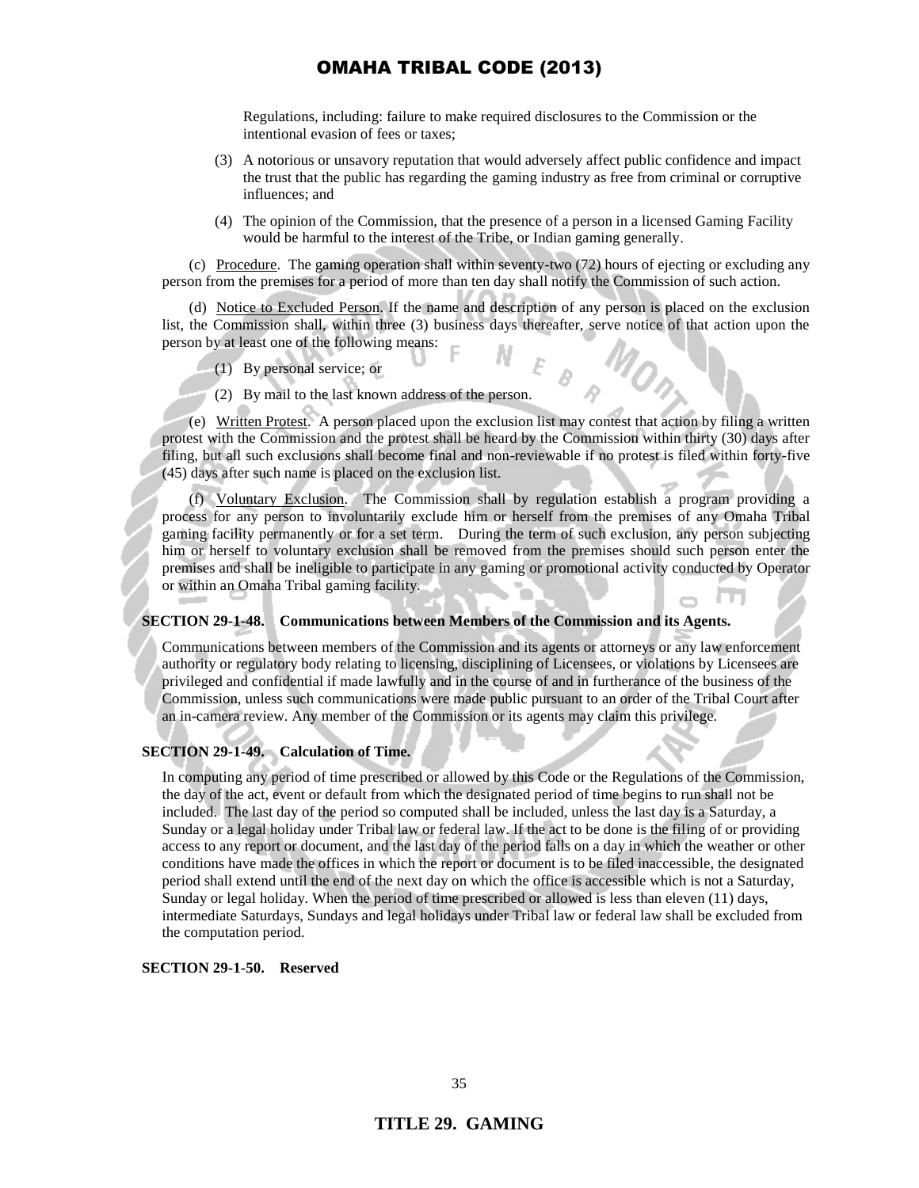Regulations, including: failure to make required disclosures to the Commission or the intentional evasion of fees or taxes;

(3) A notorious or unsavory reputation that would adversely affect public confidence and impact the trust that the public has regarding the gaming industry as free from criminal or corruptive influences; and

(4) The opinion of the Commission, that the presence of a person in a licensed Gaming Facility would be harmful to the interest of the Tribe, or Indian gaming generally.

(c) Procedure. The gaming operation shall within seventy-two (72) hours of ejecting or excluding any person from the premises for a period of more than ten day shall notify the Commission of such action.

(d) Notice to Excluded Person. If the name and description of any person is placed on the exclusion list, the Commission shall, within three (3) business days thereafter, serve notice of that action upon the person by at least one of the following means:

(1) By personal service; or

(2) By mail to the last known address of the person.

(e) Written Protest. A person placed upon the exclusion list may contest that action by filing a written protest with the Commission and the protest shall be heard by the Commission within thirty (30) days after filing, but all such exclusions shall become final and non-reviewable if no protest is filed within forty-five (45) days after such name is placed on the exclusion list.

(f) Voluntary Exclusion. The Commission shall by regulation establish a program providing a process for any person to involuntarily exclude him or herself from the premises of any Omaha Tribal gaming facility permanently or for a set term. During the term of such exclusion, any person subjecting him or herself to voluntary exclusion shall be removed from the premises should such person enter the premises and shall be ineligible to participate in any gaming or promotional activity conducted by Operator or within an Omaha Tribal gaming facility.

**SECTION 29-1-48. Communications between Members of the Commission and its Agents.**

Communications between members of the Commission and its agents or attorneys or any law enforcement authority or regulatory body relating to licensing, disciplining of Licensees, or violations by Licensees are privileged and confidential if made lawfully and in the course of and in furtherance of the business of the Commission, unless such communications were made public pursuant to an order of the Tribal Court after an in-camera review. Any member of the Commission or its agents may claim this privilege.

**SECTION 29-1-49. Calculation of Time.**

In computing any period of time prescribed or allowed by this Code or the Regulations of the Commission, the day of the act, event or default from which the designated period of time begins to run shall not be included. The last day of the period so computed shall be included, unless the last day is a Saturday, a Sunday or a legal holiday under Tribal law or federal law. If the act to be done is the filing of or providing access to any report or document, and the last day of the period falls on a day in which the weather or other conditions have made the offices in which the report or document is to be filed inaccessible, the designated period shall extend until the end of the next day on which the office is accessible which is not a Saturday, Sunday or legal holiday. When the period of time prescribed or allowed is less than eleven (11) days, intermediate Saturdays, Sundays and legal holidays under Tribal law or federal law shall be excluded from the computation period.

**SECTION 29-1-50. Reserved**